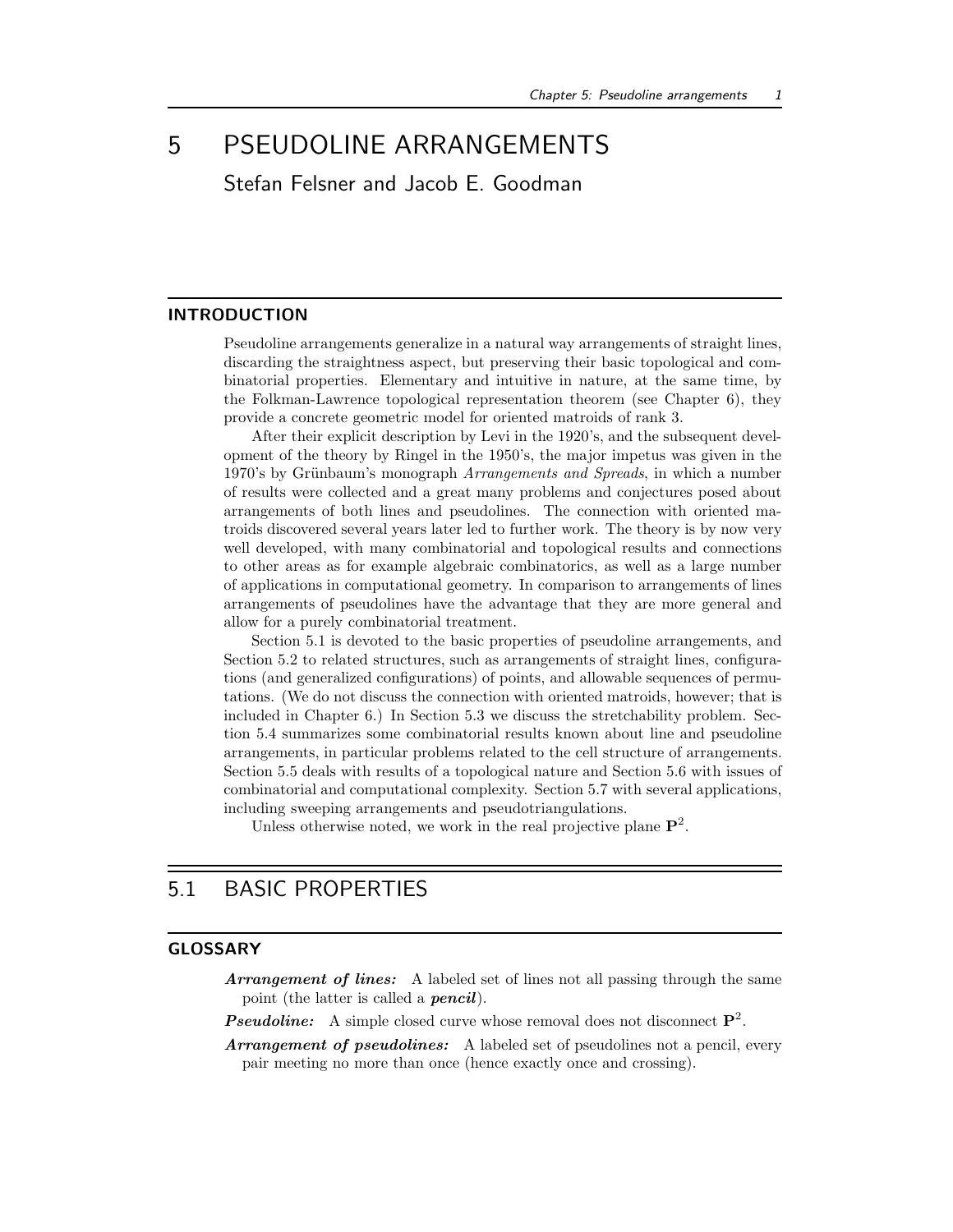# 5 PSEUDOLINE ARRANGEMENTS

Stefan Felsner and Jacob E. Goodman

## INTRODUCTION

Pseudoline arrangements generalize in a natural way arrangements of straight lines, discarding the straightness aspect, but preserving their basic topological and combinatorial properties. Elementary and intuitive in nature, at the same time, by the Folkman-Lawrence topological representation theorem (see Chapter 6), they provide a concrete geometric model for oriented matroids of rank 3.

After their explicit description by Levi in the 1920's, and the subsequent development of the theory by Ringel in the 1950's, the major impetus was given in the 1970's by Grünbaum's monograph *Arrangements and Spreads*, in which a number of results were collected and a great many problems and conjectures posed about arrangements of both lines and pseudolines. The connection with oriented matroids discovered several years later led to further work. The theory is by now very well developed, with many combinatorial and topological results and connections to other areas as for example algebraic combinatorics, as well as a large number of applications in computational geometry. In comparison to arrangements of lines arrangements of pseudolines have the advantage that they are more general and allow for a purely combinatorial treatment.

Section 5.1 is devoted to the basic properties of pseudoline arrangements, and Section 5.2 to related structures, such as arrangements of straight lines, configurations (and generalized configurations) of points, and allowable sequences of permutations. (We do not discuss the connection with oriented matroids, however; that is included in Chapter 6.) In Section 5.3 we discuss the stretchability problem. Section 5.4 summarizes some combinatorial results known about line and pseudoline arrangements, in particular problems related to the cell structure of arrangements. Section 5.5 deals with results of a topological nature and Section 5.6 with issues of combinatorial and computational complexity. Section 5.7 with several applications, including sweeping arrangements and pseudotriangulations.

Unless otherwise noted, we work in the real projective plane $\mathbf{P}^2$.

# 5.1 BASIC PROPERTIES

## GLOSSARY

***Arrangement of lines:*** A labeled set of lines not all passing through the same point (the latter is called a ***pencil***).

***Pseudoline:*** A simple closed curve whose removal does not disconnect $\mathbf{P}^2$.

***Arrangement of pseudolines:*** A labeled set of pseudolines not a pencil, every pair meeting no more than once (hence exactly once and crossing).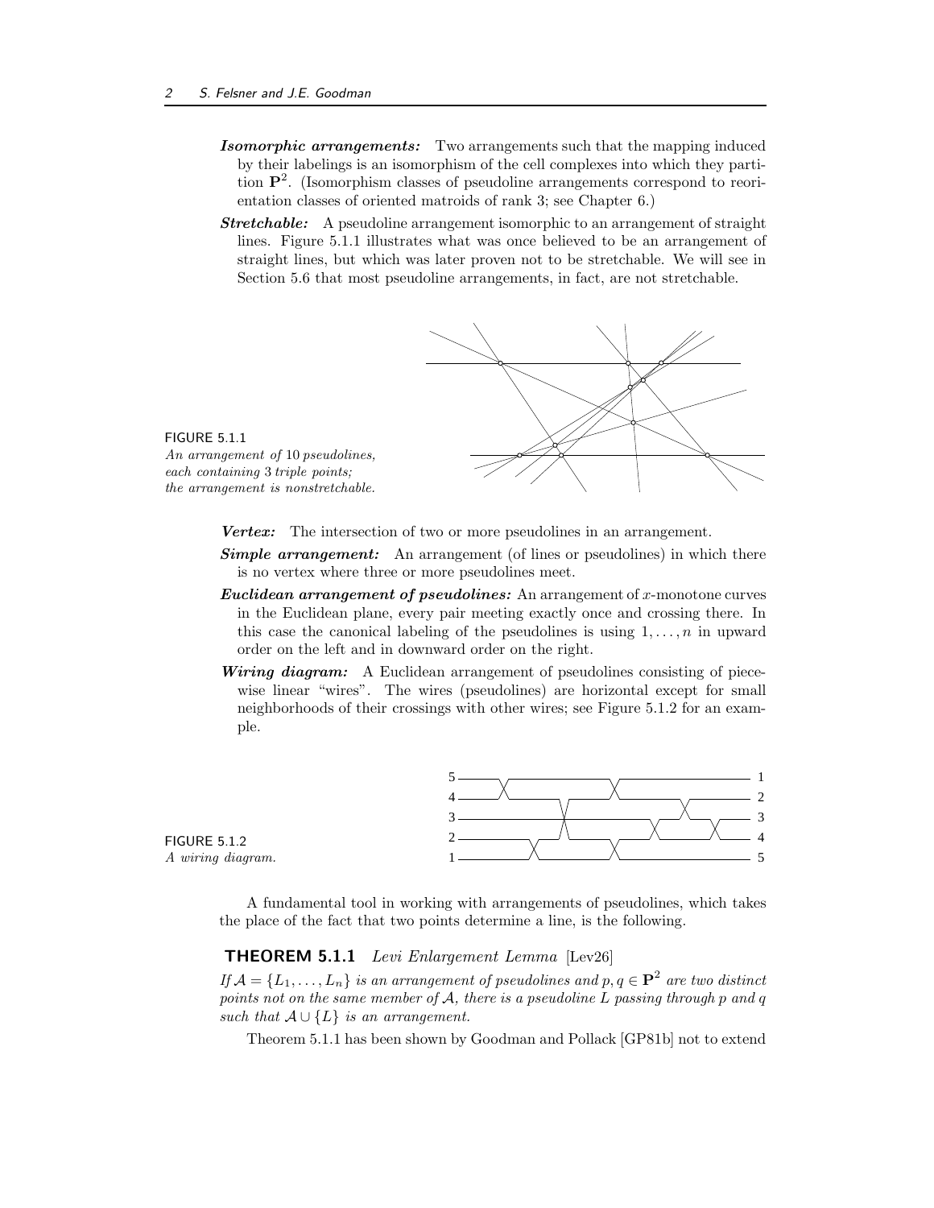- ***Isomorphic arrangements:*** Two arrangements such that the mapping induced by their labelings is an isomorphism of the cell complexes into which they partition $\mathbf{P}^2$. (Isomorphism classes of pseudoline arrangements correspond to reorientation classes of oriented matroids of rank 3; see Chapter 6.)
- ***Stretchable:*** A pseudoline arrangement isomorphic to an arrangement of straight lines. Figure 5.1.1 illustrates what was once believed to be an arrangement of straight lines, but which was later proven not to be stretchable. We will see in Section 5.6 that most pseudoline arrangements, in fact, are not stretchable.

FIGURE 5.1.1
*An arrangement of 10 pseudolines, each containing 3 triple points; the arrangement is nonstretchable.*

- ***Vertex:*** The intersection of two or more pseudolines in an arrangement.
- ***Simple arrangement:*** An arrangement (of lines or pseudolines) in which there is no vertex where three or more pseudolines meet.
- ***Euclidean arrangement of pseudolines:*** An arrangement of $x$-monotone curves in the Euclidean plane, every pair meeting exactly once and crossing there. In this case the canonical labeling of the pseudolines is using $1, \ldots, n$ in upward order on the left and in downward order on the right.
- ***Wiring diagram:*** A Euclidean arrangement of pseudolines consisting of piecewise linear "wires". The wires (pseudolines) are horizontal except for small neighborhoods of their crossings with other wires; see Figure 5.1.2 for an example.

FIGURE 5.1.2
*A wiring diagram.*

A fundamental tool in working with arrangements of pseudolines, which takes the place of the fact that two points determine a line, is the following.

**THEOREM 5.1.1** *Levi Enlargement Lemma* [Lev26]

*If $\mathcal{A} = \{L_1, \ldots, L_n\}$ is an arrangement of pseudolines and $p, q \in \mathbf{P}^2$ are two distinct points not on the same member of $\mathcal{A}$, there is a pseudoline $L$ passing through $p$ and $q$ such that $\mathcal{A} \cup \{L\}$ is an arrangement.*

Theorem 5.1.1 has been shown by Goodman and Pollack [GP81b] not to extend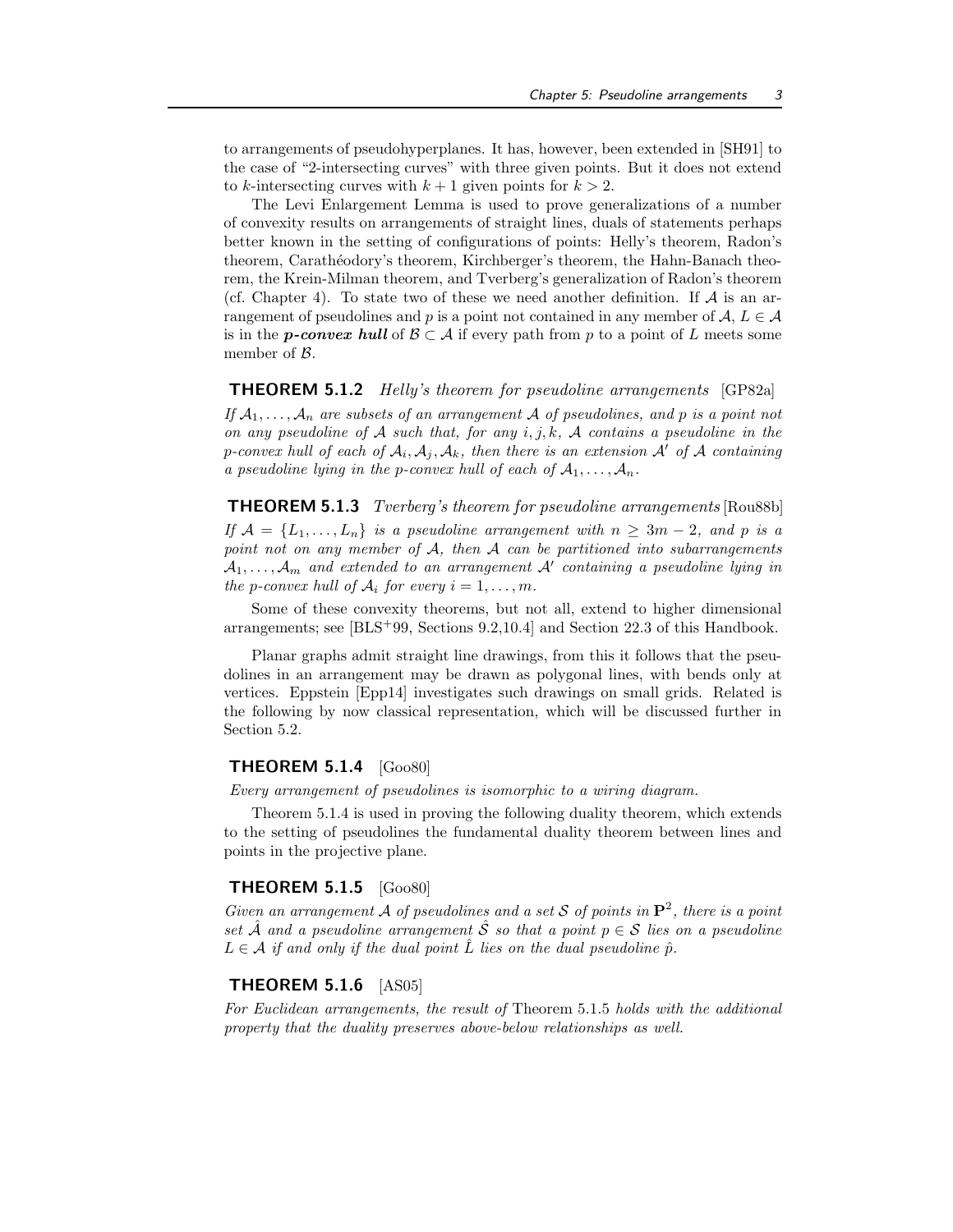to arrangements of pseudohyperplanes. It has, however, been extended in [SH91] to the case of "2-intersecting curves" with three given points. But it does not extend to $k$-intersecting curves with $k+1$ given points for $k > 2$.

The Levi Enlargement Lemma is used to prove generalizations of a number of convexity results on arrangements of straight lines, duals of statements perhaps better known in the setting of configurations of points: Helly's theorem, Radon's theorem, Carathéodory's theorem, Kirchberger's theorem, the Hahn-Banach theorem, the Krein-Milman theorem, and Tverberg's generalization of Radon's theorem (cf. Chapter 4). To state two of these we need another definition. If $\mathcal{A}$ is an arrangement of pseudolines and $p$ is a point not contained in any member of $\mathcal{A}$, $L \in \mathcal{A}$ is in the ***p-convex hull*** of $\mathcal{B} \subset \mathcal{A}$ if every path from $p$ to a point of $L$ meets some member of $\mathcal{B}$.

**THEOREM 5.1.2** *Helly's theorem for pseudoline arrangements* [GP82a]

*If $\mathcal{A}_1, \ldots, \mathcal{A}_n$ are subsets of an arrangement $\mathcal{A}$ of pseudolines, and $p$ is a point not on any pseudoline of $\mathcal{A}$ such that, for any $i, j, k$, $\mathcal{A}$ contains a pseudoline in the $p$-convex hull of each of $\mathcal{A}_i, \mathcal{A}_j, \mathcal{A}_k$, then there is an extension $\mathcal{A}'$ of $\mathcal{A}$ containing a pseudoline lying in the $p$-convex hull of each of $\mathcal{A}_1, \ldots, \mathcal{A}_n$.*

**THEOREM 5.1.3** *Tverberg's theorem for pseudoline arrangements* [Rou88b]

*If $\mathcal{A} = \{L_1, \ldots, L_n\}$ is a pseudoline arrangement with $n \geq 3m-2$, and $p$ is a point not on any member of $\mathcal{A}$, then $\mathcal{A}$ can be partitioned into subarrangements $\mathcal{A}_1, \ldots, \mathcal{A}_m$ and extended to an arrangement $\mathcal{A}'$ containing a pseudoline lying in the $p$-convex hull of $\mathcal{A}_i$ for every $i = 1, \ldots, m$.*

Some of these convexity theorems, but not all, extend to higher dimensional arrangements; see [BLS+99, Sections 9.2,10.4] and Section 22.3 of this Handbook.

Planar graphs admit straight line drawings, from this it follows that the pseudolines in an arrangement may be drawn as polygonal lines, with bends only at vertices. Eppstein [Epp14] investigates such drawings on small grids. Related is the following by now classical representation, which will be discussed further in Section 5.2.

**THEOREM 5.1.4** [Goo80]

*Every arrangement of pseudolines is isomorphic to a wiring diagram.*

Theorem 5.1.4 is used in proving the following duality theorem, which extends to the setting of pseudolines the fundamental duality theorem between lines and points in the projective plane.

**THEOREM 5.1.5** [Goo80]

*Given an arrangement $\mathcal{A}$ of pseudolines and a set $\mathcal{S}$ of points in $\mathbf{P}^2$, there is a point set $\hat{\mathcal{A}}$ and a pseudoline arrangement $\hat{\mathcal{S}}$ so that a point $p \in \mathcal{S}$ lies on a pseudoline $L \in \mathcal{A}$ if and only if the dual point $\hat{L}$ lies on the dual pseudoline $\hat{p}$.*

**THEOREM 5.1.6** [AS05]

*For Euclidean arrangements, the result of* Theorem 5.1.5 *holds with the additional property that the duality preserves above-below relationships as well.*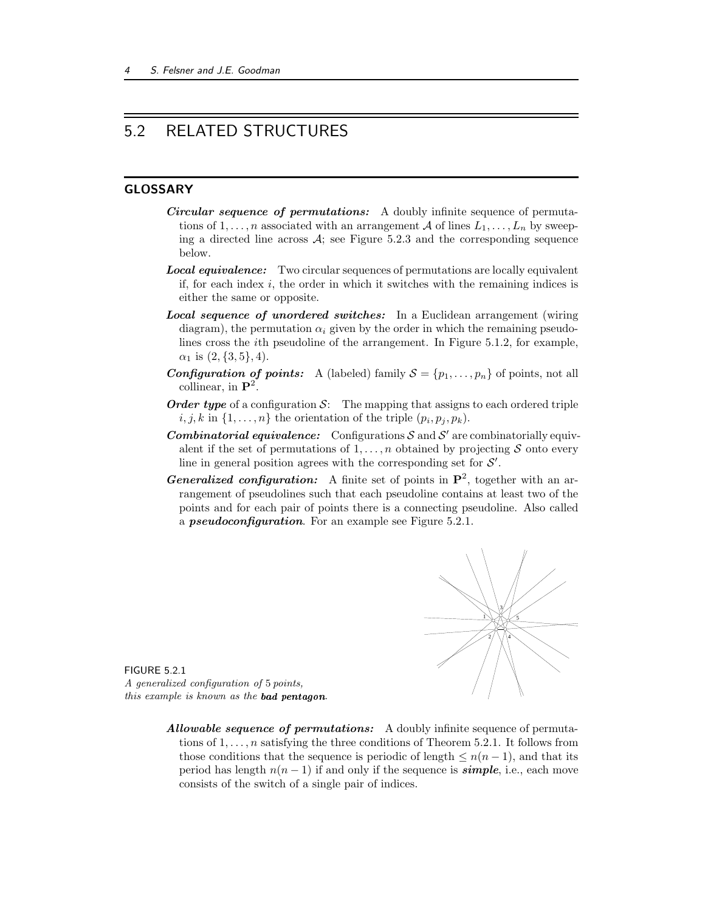## 5.2 RELATED STRUCTURES

### GLOSSARY

***Circular sequence of permutations:*** A doubly infinite sequence of permutations of $1, \ldots, n$ associated with an arrangement $\mathcal{A}$ of lines $L_1, \ldots, L_n$ by sweeping a directed line across $\mathcal{A}$; see Figure 5.2.3 and the corresponding sequence below.

***Local equivalence:*** Two circular sequences of permutations are locally equivalent if, for each index $i$, the order in which it switches with the remaining indices is either the same or opposite.

***Local sequence of unordered switches:*** In a Euclidean arrangement (wiring diagram), the permutation $\alpha_i$ given by the order in which the remaining pseudolines cross the $i$th pseudoline of the arrangement. In Figure 5.1.2, for example, $\alpha_1$ is $(2, \{3, 5\}, 4)$.

***Configuration of points:*** A (labeled) family $\mathcal{S} = \{p_1, \ldots, p_n\}$ of points, not all collinear, in $\mathbf{P}^2$.

***Order type*** of a configuration $\mathcal{S}$: The mapping that assigns to each ordered triple $i, j, k$ in $\{1, \ldots, n\}$ the orientation of the triple $(p_i, p_j, p_k)$.

***Combinatorial equivalence:*** Configurations $\mathcal{S}$ and $\mathcal{S}'$ are combinatorially equivalent if the set of permutations of $1, \ldots, n$ obtained by projecting $\mathcal{S}$ onto every line in general position agrees with the corresponding set for $\mathcal{S}'$.

***Generalized configuration:*** A finite set of points in $\mathbf{P}^2$, together with an arrangement of pseudolines such that each pseudoline contains at least two of the points and for each pair of points there is a connecting pseudoline. Also called a ***pseudoconfiguration***. For an example see Figure 5.2.1.

FIGURE 5.2.1
*A generalized configuration of 5 points, this example is known as the **bad pentagon**.*

***Allowable sequence of permutations:*** A doubly infinite sequence of permutations of $1, \ldots, n$ satisfying the three conditions of Theorem 5.2.1. It follows from those conditions that the sequence is periodic of length $\leq n(n-1)$, and that its period has length $n(n-1)$ if and only if the sequence is ***simple***, i.e., each move consists of the switch of a single pair of indices.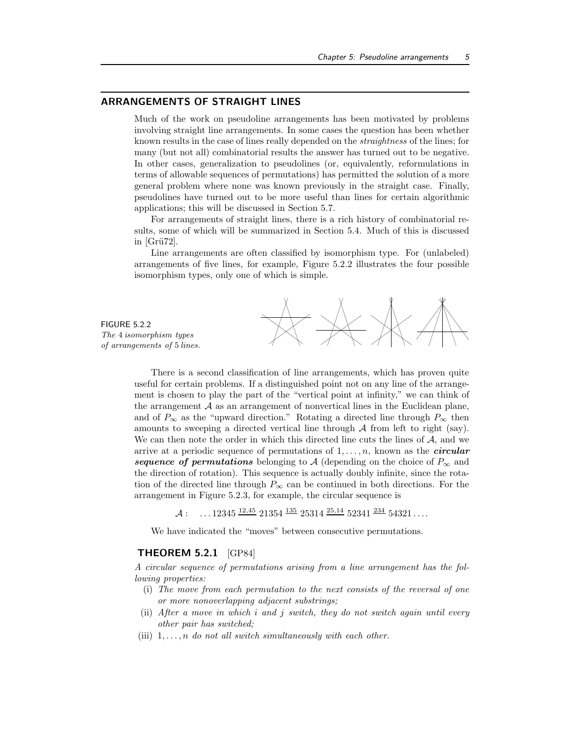## ARRANGEMENTS OF STRAIGHT LINES

Much of the work on pseudoline arrangements has been motivated by problems involving straight line arrangements. In some cases the question has been whether known results in the case of lines really depended on the *straightness* of the lines; for many (but not all) combinatorial results the answer has turned out to be negative. In other cases, generalization to pseudolines (or, equivalently, reformulations in terms of allowable sequences of permutations) has permitted the solution of a more general problem where none was known previously in the straight case. Finally, pseudolines have turned out to be more useful than lines for certain algorithmic applications; this will be discussed in Section 5.7.

For arrangements of straight lines, there is a rich history of combinatorial results, some of which will be summarized in Section 5.4. Much of this is discussed in [Grü72].

Line arrangements are often classified by isomorphism type. For (unlabeled) arrangements of five lines, for example, Figure 5.2.2 illustrates the four possible isomorphism types, only one of which is simple.

FIGURE 5.2.2
*The 4 isomorphism types of arrangements of 5 lines.*

There is a second classification of line arrangements, which has proven quite useful for certain problems. If a distinguished point not on any line of the arrangement is chosen to play the part of the "vertical point at infinity," we can think of the arrangement $\mathcal{A}$ as an arrangement of nonvertical lines in the Euclidean plane, and of $P_\infty$ as the "upward direction." Rotating a directed line through $P_\infty$ then amounts to sweeping a directed vertical line through $\mathcal{A}$ from left to right (say). We can then note the order in which this directed line cuts the lines of $\mathcal{A}$, and we arrive at a periodic sequence of permutations of $1, \ldots, n$, known as the ***circular sequence of permutations*** belonging to $\mathcal{A}$ (depending on the choice of $P_\infty$ and the direction of rotation). This sequence is actually doubly infinite, since the rotation of the directed line through $P_\infty$ can be continued in both directions. For the arrangement in Figure 5.2.3, for example, the circular sequence is

$$\mathcal{A}: \quad \ldots 12345 \xrightarrow{12,45} 21354 \xrightarrow{135} 25314 \xrightarrow{25,14} 52341 \xrightarrow{234} 54321 \ldots.$$

We have indicated the "moves" between consecutive permutations.

### THEOREM 5.2.1 [GP84]

*A circular sequence of permutations arising from a line arrangement has the following properties:*

- (i) *The move from each permutation to the next consists of the reversal of one or more nonoverlapping adjacent substrings;*
- (ii) *After a move in which $i$ and $j$ switch, they do not switch again until every other pair has switched;*
- (iii) *$1, \ldots, n$ do not all switch simultaneously with each other.*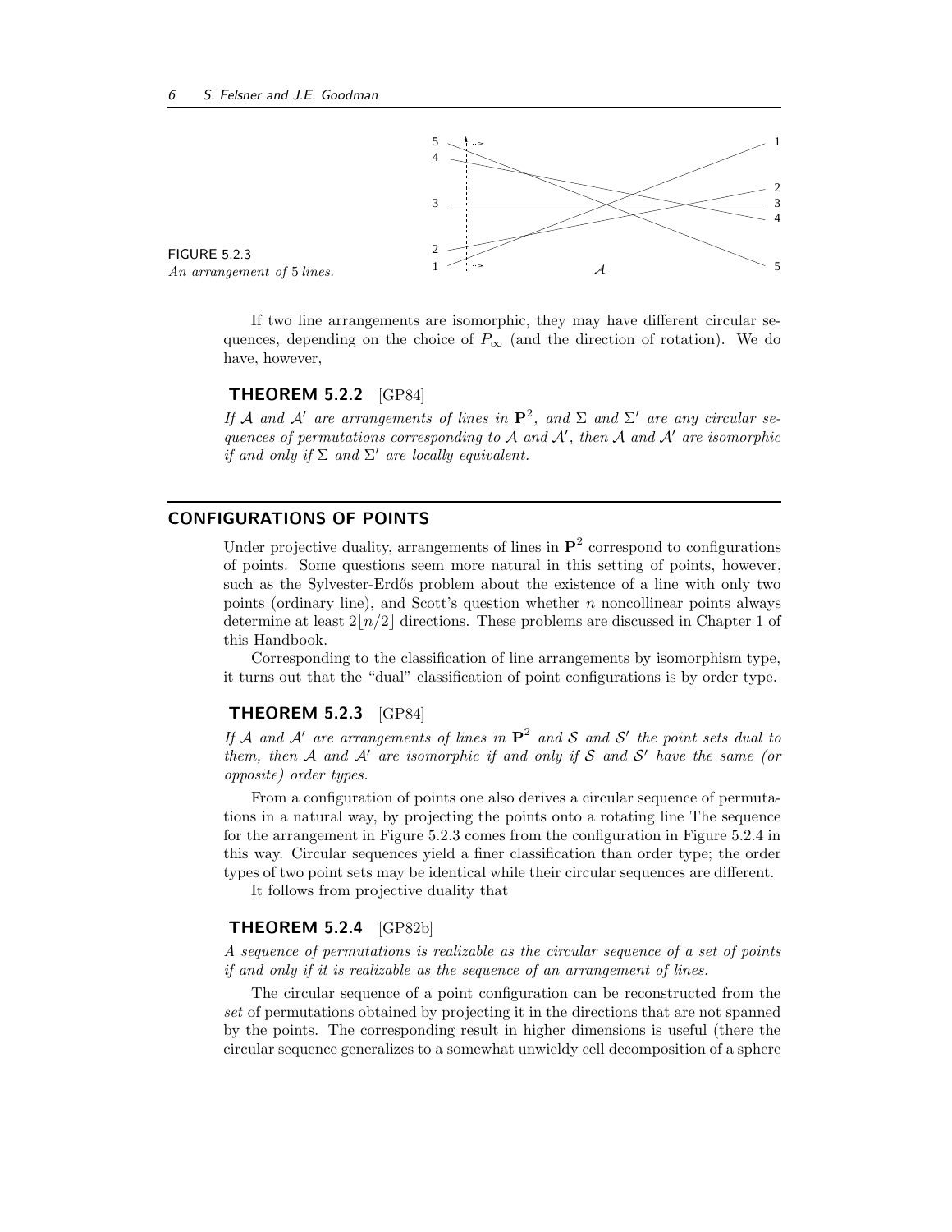FIGURE 5.2.3
*An arrangement of 5 lines.*

If two line arrangements are isomorphic, they may have different circular sequences, depending on the choice of $P_\infty$ (and the direction of rotation). We do have, however,

**THEOREM 5.2.2** [GP84]

*If $\mathcal{A}$ and $\mathcal{A}'$ are arrangements of lines in $\mathbf{P}^2$, and $\Sigma$ and $\Sigma'$ are any circular sequences of permutations corresponding to $\mathcal{A}$ and $\mathcal{A}'$, then $\mathcal{A}$ and $\mathcal{A}'$ are isomorphic if and only if $\Sigma$ and $\Sigma'$ are locally equivalent.*

## CONFIGURATIONS OF POINTS

Under projective duality, arrangements of lines in $\mathbf{P}^2$ correspond to configurations of points. Some questions seem more natural in this setting of points, however, such as the Sylvester-Erdős problem about the existence of a line with only two points (ordinary line), and Scott's question whether $n$ noncollinear points always determine at least $2\lfloor n/2 \rfloor$ directions. These problems are discussed in Chapter 1 of this Handbook.

Corresponding to the classification of line arrangements by isomorphism type, it turns out that the "dual" classification of point configurations is by order type.

**THEOREM 5.2.3** [GP84]

*If $\mathcal{A}$ and $\mathcal{A}'$ are arrangements of lines in $\mathbf{P}^2$ and $\mathcal{S}$ and $\mathcal{S}'$ the point sets dual to them, then $\mathcal{A}$ and $\mathcal{A}'$ are isomorphic if and only if $\mathcal{S}$ and $\mathcal{S}'$ have the same (or opposite) order types.*

From a configuration of points one also derives a circular sequence of permutations in a natural way, by projecting the points onto a rotating line The sequence for the arrangement in Figure 5.2.3 comes from the configuration in Figure 5.2.4 in this way. Circular sequences yield a finer classification than order type; the order types of two point sets may be identical while their circular sequences are different.

It follows from projective duality that

**THEOREM 5.2.4** [GP82b]

*A sequence of permutations is realizable as the circular sequence of a set of points if and only if it is realizable as the sequence of an arrangement of lines.*

The circular sequence of a point configuration can be reconstructed from the *set* of permutations obtained by projecting it in the directions that are not spanned by the points. The corresponding result in higher dimensions is useful (there the circular sequence generalizes to a somewhat unwieldy cell decomposition of a sphere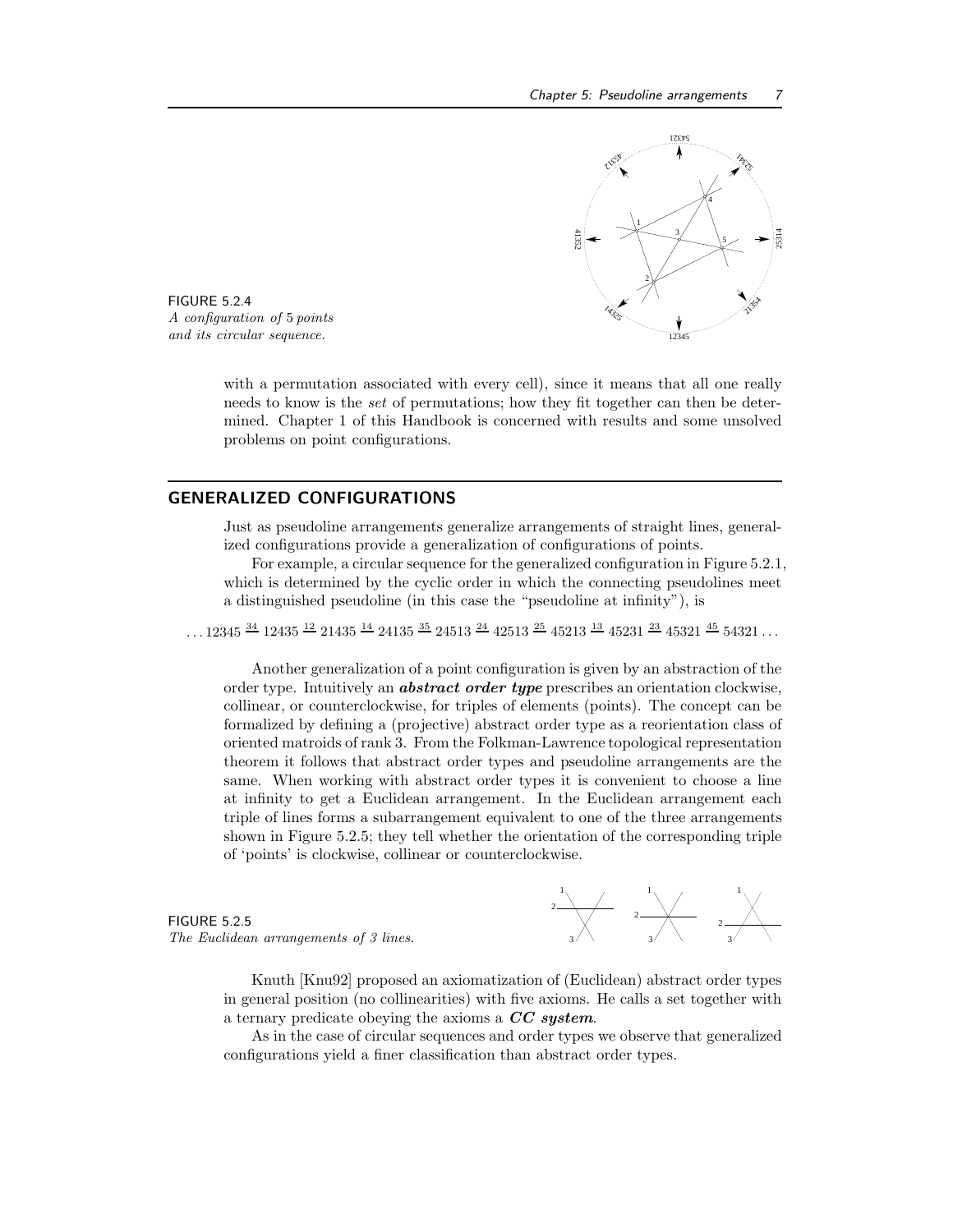FIGURE 5.2.4
*A configuration of 5 points and its circular sequence.*

with a permutation associated with every cell), since it means that all one really needs to know is the *set* of permutations; how they fit together can then be determined. Chapter 1 of this Handbook is concerned with results and some unsolved problems on point configurations.

## GENERALIZED CONFIGURATIONS

Just as pseudoline arrangements generalize arrangements of straight lines, generalized configurations provide a generalization of configurations of points.

For example, a circular sequence for the generalized configuration in Figure 5.2.1, which is determined by the cyclic order in which the connecting pseudolines meet a distinguished pseudoline (in this case the "pseudoline at infinity"), is

$$\ldots 12345 \xrightarrow{34} 12435 \xrightarrow{12} 21435 \xrightarrow{14} 24135 \xrightarrow{35} 24513 \xrightarrow{24} 42513 \xrightarrow{25} 45213 \xrightarrow{13} 45231 \xrightarrow{23} 45321 \xrightarrow{45} 54321 \ldots$$

Another generalization of a point configuration is given by an abstraction of the order type. Intuitively an ***abstract order type*** prescribes an orientation clockwise, collinear, or counterclockwise, for triples of elements (points). The concept can be formalized by defining a (projective) abstract order type as a reorientation class of oriented matroids of rank 3. From the Folkman-Lawrence topological representation theorem it follows that abstract order types and pseudoline arrangements are the same. When working with abstract order types it is convenient to choose a line at infinity to get a Euclidean arrangement. In the Euclidean arrangement each triple of lines forms a subarrangement equivalent to one of the three arrangements shown in Figure 5.2.5; they tell whether the orientation of the corresponding triple of 'points' is clockwise, collinear or counterclockwise.

FIGURE 5.2.5
*The Euclidean arrangements of 3 lines.*

Knuth [Knu92] proposed an axiomatization of (Euclidean) abstract order types in general position (no collinearities) with five axioms. He calls a set together with a ternary predicate obeying the axioms a ***CC system***.

As in the case of circular sequences and order types we observe that generalized configurations yield a finer classification than abstract order types.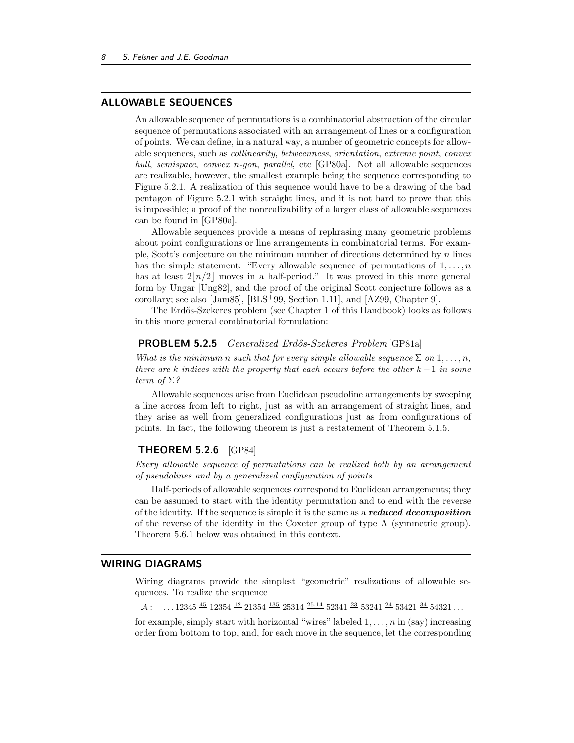## ALLOWABLE SEQUENCES

An allowable sequence of permutations is a combinatorial abstraction of the circular sequence of permutations associated with an arrangement of lines or a configuration of points. We can define, in a natural way, a number of geometric concepts for allowable sequences, such as *collinearity*, *betweenness*, *orientation*, *extreme point*, *convex hull*, *semispace*, *convex n-gon*, *parallel*, etc [GP80a]. Not all allowable sequences are realizable, however, the smallest example being the sequence corresponding to Figure 5.2.1. A realization of this sequence would have to be a drawing of the bad pentagon of Figure 5.2.1 with straight lines, and it is not hard to prove that this is impossible; a proof of the nonrealizability of a larger class of allowable sequences can be found in [GP80a].

Allowable sequences provide a means of rephrasing many geometric problems about point configurations or line arrangements in combinatorial terms. For example, Scott's conjecture on the minimum number of directions determined by $n$ lines has the simple statement: "Every allowable sequence of permutations of $1, \ldots, n$ has at least $2\lfloor n/2 \rfloor$ moves in a half-period." It was proved in this more general form by Ungar [Ung82], and the proof of the original Scott conjecture follows as a corollary; see also [Jam85], [BLS+99, Section 1.11], and [AZ99, Chapter 9].

The Erdős-Szekeres problem (see Chapter 1 of this Handbook) looks as follows in this more general combinatorial formulation:

**PROBLEM 5.2.5** *Generalized Erdős-Szekeres Problem* [GP81a]

*What is the minimum $n$ such that for every simple allowable sequence $\Sigma$ on $1, \ldots, n$, there are $k$ indices with the property that each occurs before the other $k-1$ in some term of $\Sigma$?*

Allowable sequences arise from Euclidean pseudoline arrangements by sweeping a line across from left to right, just as with an arrangement of straight lines, and they arise as well from generalized configurations just as from configurations of points. In fact, the following theorem is just a restatement of Theorem 5.1.5.

**THEOREM 5.2.6** [GP84]

*Every allowable sequence of permutations can be realized both by an arrangement of pseudolines and by a generalized configuration of points.*

Half-periods of allowable sequences correspond to Euclidean arrangements; they can be assumed to start with the identity permutation and to end with the reverse of the identity. If the sequence is simple it is the same as a ***reduced decomposition*** of the reverse of the identity in the Coxeter group of type A (symmetric group). Theorem 5.6.1 below was obtained in this context.

## WIRING DIAGRAMS

Wiring diagrams provide the simplest "geometric" realizations of allowable sequences. To realize the sequence

$\mathcal{A}: \quad \ldots 12345 \xrightarrow{45} 12354 \xrightarrow{12} 21354 \xrightarrow{135} 25314 \xrightarrow{25,14} 52341 \xrightarrow{23} 53241 \xrightarrow{24} 53421 \xrightarrow{34} 54321 \ldots$

for example, simply start with horizontal "wires" labeled $1, \ldots, n$ in (say) increasing order from bottom to top, and, for each move in the sequence, let the corresponding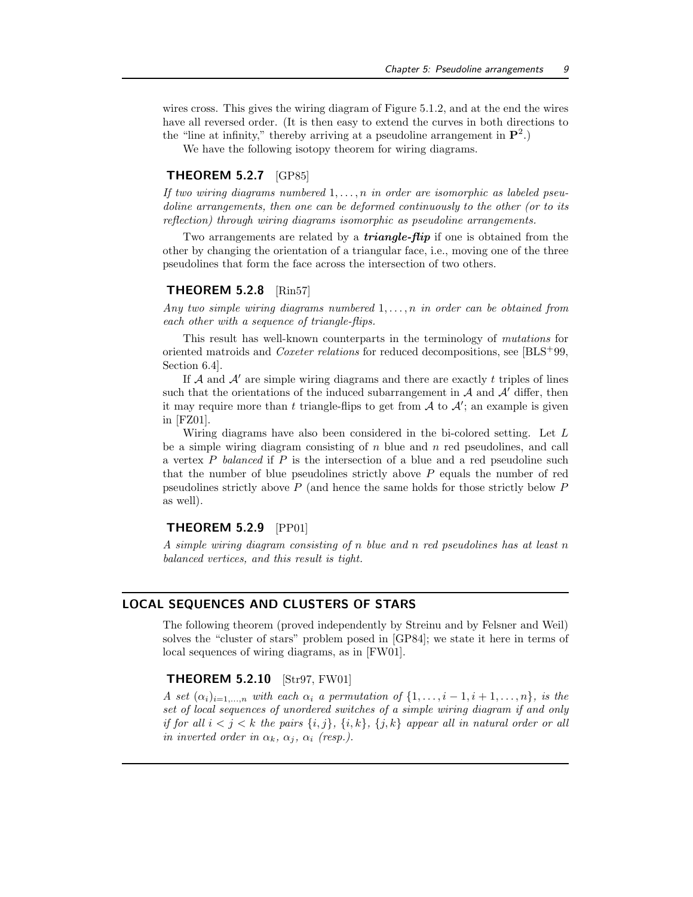wires cross. This gives the wiring diagram of Figure 5.1.2, and at the end the wires have all reversed order. (It is then easy to extend the curves in both directions to the "line at infinity," thereby arriving at a pseudoline arrangement in $\mathbf{P}^2$.)

We have the following isotopy theorem for wiring diagrams.

**THEOREM 5.2.7** [GP85]

*If two wiring diagrams numbered $1, \ldots, n$ in order are isomorphic as labeled pseudoline arrangements, then one can be deformed continuously to the other (or to its reflection) through wiring diagrams isomorphic as pseudoline arrangements.*

Two arrangements are related by a ***triangle-flip*** if one is obtained from the other by changing the orientation of a triangular face, i.e., moving one of the three pseudolines that form the face across the intersection of two others.

**THEOREM 5.2.8** [Rin57]

*Any two simple wiring diagrams numbered $1, \ldots, n$ in order can be obtained from each other with a sequence of triangle-flips.*

This result has well-known counterparts in the terminology of *mutations* for oriented matroids and *Coxeter relations* for reduced decompositions, see [BLS+99, Section 6.4].

If $\mathcal{A}$ and $\mathcal{A}'$ are simple wiring diagrams and there are exactly $t$ triples of lines such that the orientations of the induced subarrangement in $\mathcal{A}$ and $\mathcal{A}'$ differ, then it may require more than $t$ triangle-flips to get from $\mathcal{A}$ to $\mathcal{A}'$; an example is given in [FZ01].

Wiring diagrams have also been considered in the bi-colored setting. Let $L$ be a simple wiring diagram consisting of $n$ blue and $n$ red pseudolines, and call a vertex $P$ *balanced* if $P$ is the intersection of a blue and a red pseudoline such that the number of blue pseudolines strictly above $P$ equals the number of red pseudolines strictly above $P$ (and hence the same holds for those strictly below $P$ as well).

**THEOREM 5.2.9** [PP01]

*A simple wiring diagram consisting of $n$ blue and $n$ red pseudolines has at least $n$ balanced vertices, and this result is tight.*

## LOCAL SEQUENCES AND CLUSTERS OF STARS

The following theorem (proved independently by Streinu and by Felsner and Weil) solves the "cluster of stars" problem posed in [GP84]; we state it here in terms of local sequences of wiring diagrams, as in [FW01].

**THEOREM 5.2.10** [Str97, FW01]

*A set $(\alpha_i)_{i=1,\ldots,n}$ with each $\alpha_i$ a permutation of $\{1, \ldots, i-1, i+1, \ldots, n\}$, is the set of local sequences of unordered switches of a simple wiring diagram if and only if for all $i < j < k$ the pairs $\{i, j\}$, $\{i, k\}$, $\{j, k\}$ appear all in natural order or all in inverted order in $\alpha_k$, $\alpha_j$, $\alpha_i$ (resp.).*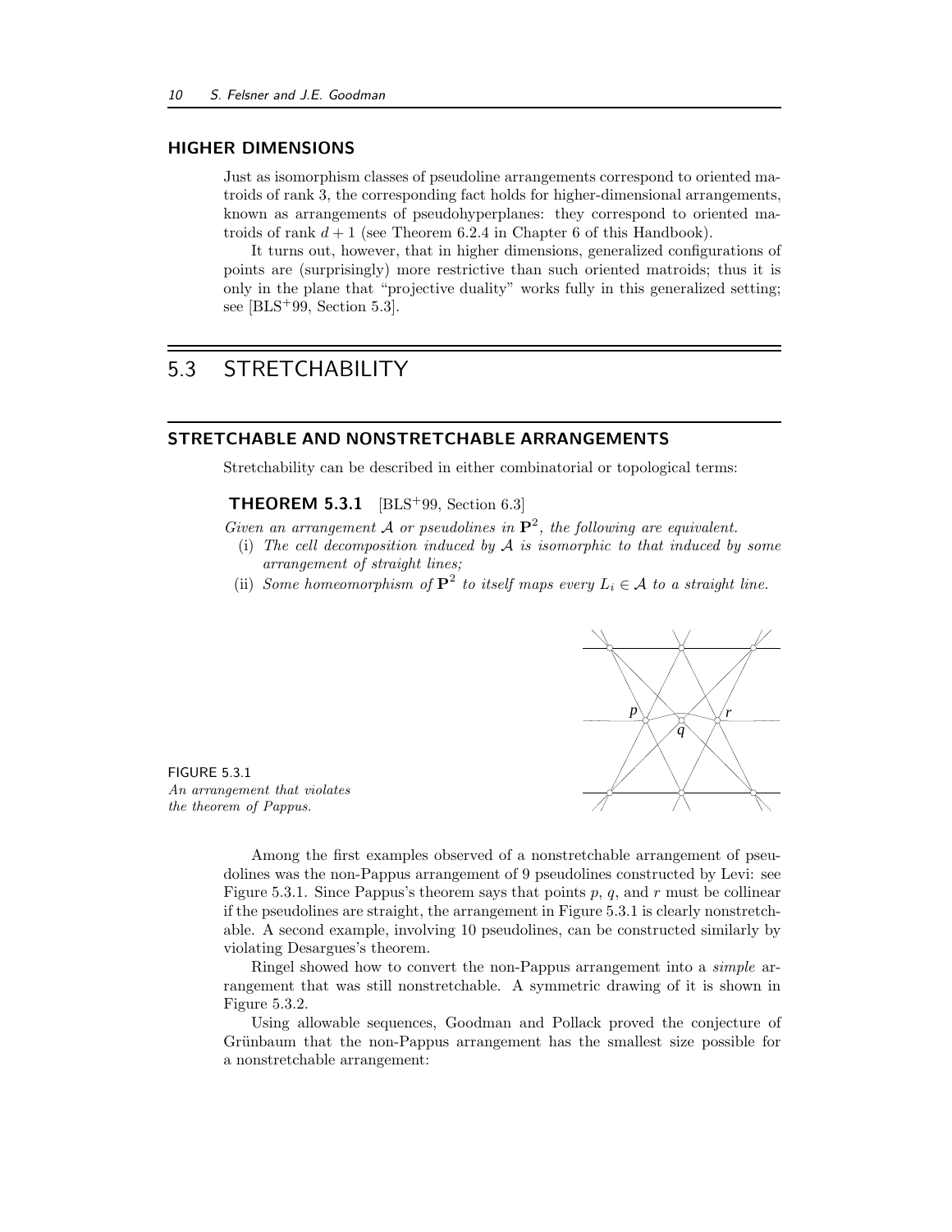### HIGHER DIMENSIONS

Just as isomorphism classes of pseudoline arrangements correspond to oriented matroids of rank 3, the corresponding fact holds for higher-dimensional arrangements, known as arrangements of pseudohyperplanes: they correspond to oriented matroids of rank $d+1$ (see Theorem 6.2.4 in Chapter 6 of this Handbook).

It turns out, however, that in higher dimensions, generalized configurations of points are (surprisingly) more restrictive than such oriented matroids; thus it is only in the plane that "projective duality" works fully in this generalized setting; see [BLS+99, Section 5.3].

## 5.3 STRETCHABILITY

### STRETCHABLE AND NONSTRETCHABLE ARRANGEMENTS

Stretchability can be described in either combinatorial or topological terms:

**THEOREM 5.3.1** [BLS+99, Section 6.3]

*Given an arrangement $\mathcal{A}$ or pseudolines in $\mathbf{P}^2$, the following are equivalent.*

- (i) *The cell decomposition induced by $\mathcal{A}$ is isomorphic to that induced by some arrangement of straight lines;*
- (ii) *Some homeomorphism of $\mathbf{P}^2$ to itself maps every $L_i \in \mathcal{A}$ to a straight line.*

FIGURE 5.3.1
*An arrangement that violates the theorem of Pappus.*

Among the first examples observed of a nonstretchable arrangement of pseudolines was the non-Pappus arrangement of 9 pseudolines constructed by Levi: see Figure 5.3.1. Since Pappus's theorem says that points $p$, $q$, and $r$ must be collinear if the pseudolines are straight, the arrangement in Figure 5.3.1 is clearly nonstretchable. A second example, involving 10 pseudolines, can be constructed similarly by violating Desargues's theorem.

Ringel showed how to convert the non-Pappus arrangement into a *simple* arrangement that was still nonstretchable. A symmetric drawing of it is shown in Figure 5.3.2.

Using allowable sequences, Goodman and Pollack proved the conjecture of Grünbaum that the non-Pappus arrangement has the smallest size possible for a nonstretchable arrangement: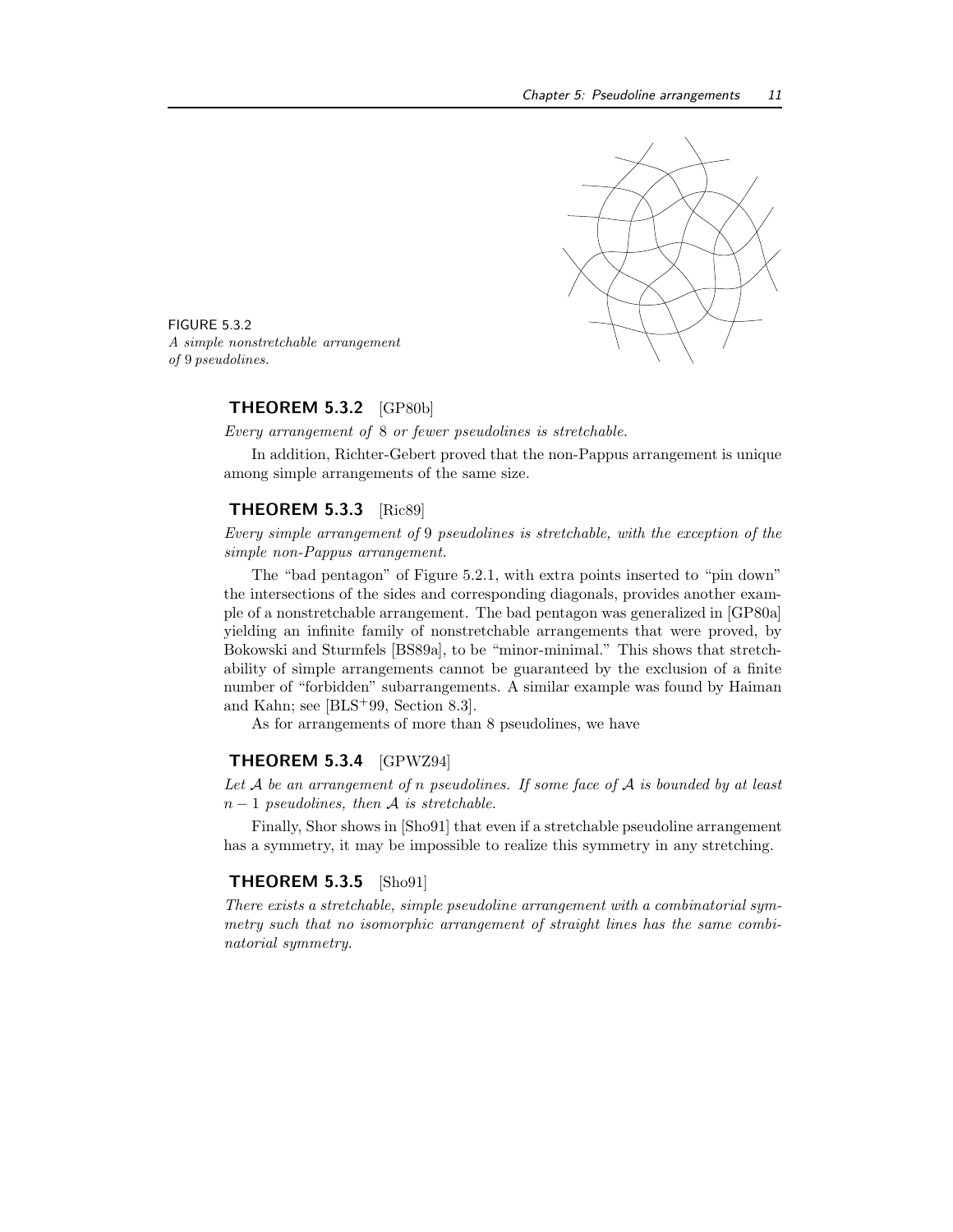FIGURE 5.3.2
*A simple nonstretchable arrangement of* 9 *pseudolines.*

### THEOREM 5.3.2 [GP80b]

*Every arrangement of* 8 *or fewer pseudolines is stretchable.*

In addition, Richter-Gebert proved that the non-Pappus arrangement is unique among simple arrangements of the same size.

### THEOREM 5.3.3 [Ric89]

*Every simple arrangement of* 9 *pseudolines is stretchable, with the exception of the simple non-Pappus arrangement.*

The "bad pentagon" of Figure 5.2.1, with extra points inserted to "pin down" the intersections of the sides and corresponding diagonals, provides another example of a nonstretchable arrangement. The bad pentagon was generalized in [GP80a] yielding an infinite family of nonstretchable arrangements that were proved, by Bokowski and Sturmfels [BS89a], to be "minor-minimal." This shows that stretchability of simple arrangements cannot be guaranteed by the exclusion of a finite number of "forbidden" subarrangements. A similar example was found by Haiman and Kahn; see [BLS+99, Section 8.3].

As for arrangements of more than 8 pseudolines, we have

### THEOREM 5.3.4 [GPWZ94]

*Let $\mathcal{A}$ be an arrangement of $n$ pseudolines. If some face of $\mathcal{A}$ is bounded by at least $n-1$ pseudolines, then $\mathcal{A}$ is stretchable.*

Finally, Shor shows in [Sho91] that even if a stretchable pseudoline arrangement has a symmetry, it may be impossible to realize this symmetry in any stretching.

### THEOREM 5.3.5 [Sho91]

*There exists a stretchable, simple pseudoline arrangement with a combinatorial symmetry such that no isomorphic arrangement of straight lines has the same combinatorial symmetry.*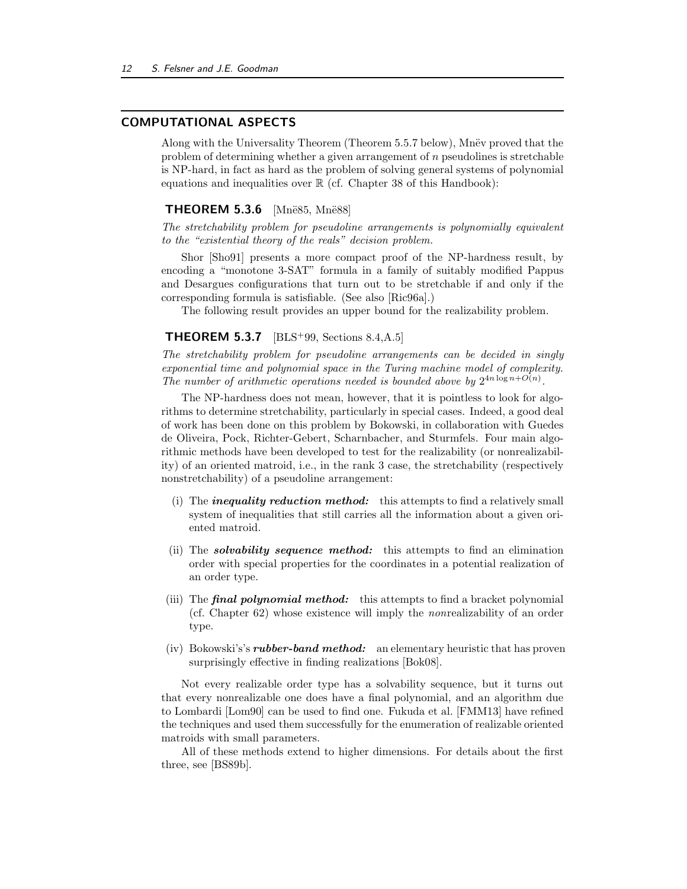## COMPUTATIONAL ASPECTS

Along with the Universality Theorem (Theorem 5.5.7 below), Mnëv proved that the problem of determining whether a given arrangement of $n$ pseudolines is stretchable is NP-hard, in fact as hard as the problem of solving general systems of polynomial equations and inequalities over $\mathbb{R}$ (cf. Chapter 38 of this Handbook):

### THEOREM 5.3.6 [Mnë85, Mnë88]

*The stretchability problem for pseudoline arrangements is polynomially equivalent to the "existential theory of the reals" decision problem.*

Shor [Sho91] presents a more compact proof of the NP-hardness result, by encoding a "monotone 3-SAT" formula in a family of suitably modified Pappus and Desargues configurations that turn out to be stretchable if and only if the corresponding formula is satisfiable. (See also [Ric96a].)

The following result provides an upper bound for the realizability problem.

### THEOREM 5.3.7 [BLS+99, Sections 8.4,A.5]

*The stretchability problem for pseudoline arrangements can be decided in singly exponential time and polynomial space in the Turing machine model of complexity. The number of arithmetic operations needed is bounded above by $2^{4n \log n + O(n)}$.*

The NP-hardness does not mean, however, that it is pointless to look for algorithms to determine stretchability, particularly in special cases. Indeed, a good deal of work has been done on this problem by Bokowski, in collaboration with Guedes de Oliveira, Pock, Richter-Gebert, Scharnbacher, and Sturmfels. Four main algorithmic methods have been developed to test for the realizability (or nonrealizability) of an oriented matroid, i.e., in the rank 3 case, the stretchability (respectively nonstretchability) of a pseudoline arrangement:

(i) The ***inequality reduction method:*** this attempts to find a relatively small system of inequalities that still carries all the information about a given oriented matroid.

(ii) The ***solvability sequence method:*** this attempts to find an elimination order with special properties for the coordinates in a potential realization of an order type.

(iii) The ***final polynomial method:*** this attempts to find a bracket polynomial (cf. Chapter 62) whose existence will imply the *non*realizability of an order type.

(iv) Bokowski's's ***rubber-band method:*** an elementary heuristic that has proven surprisingly effective in finding realizations [Bok08].

Not every realizable order type has a solvability sequence, but it turns out that every nonrealizable one does have a final polynomial, and an algorithm due to Lombardi [Lom90] can be used to find one. Fukuda et al. [FMM13] have refined the techniques and used them successfully for the enumeration of realizable oriented matroids with small parameters.

All of these methods extend to higher dimensions. For details about the first three, see [BS89b].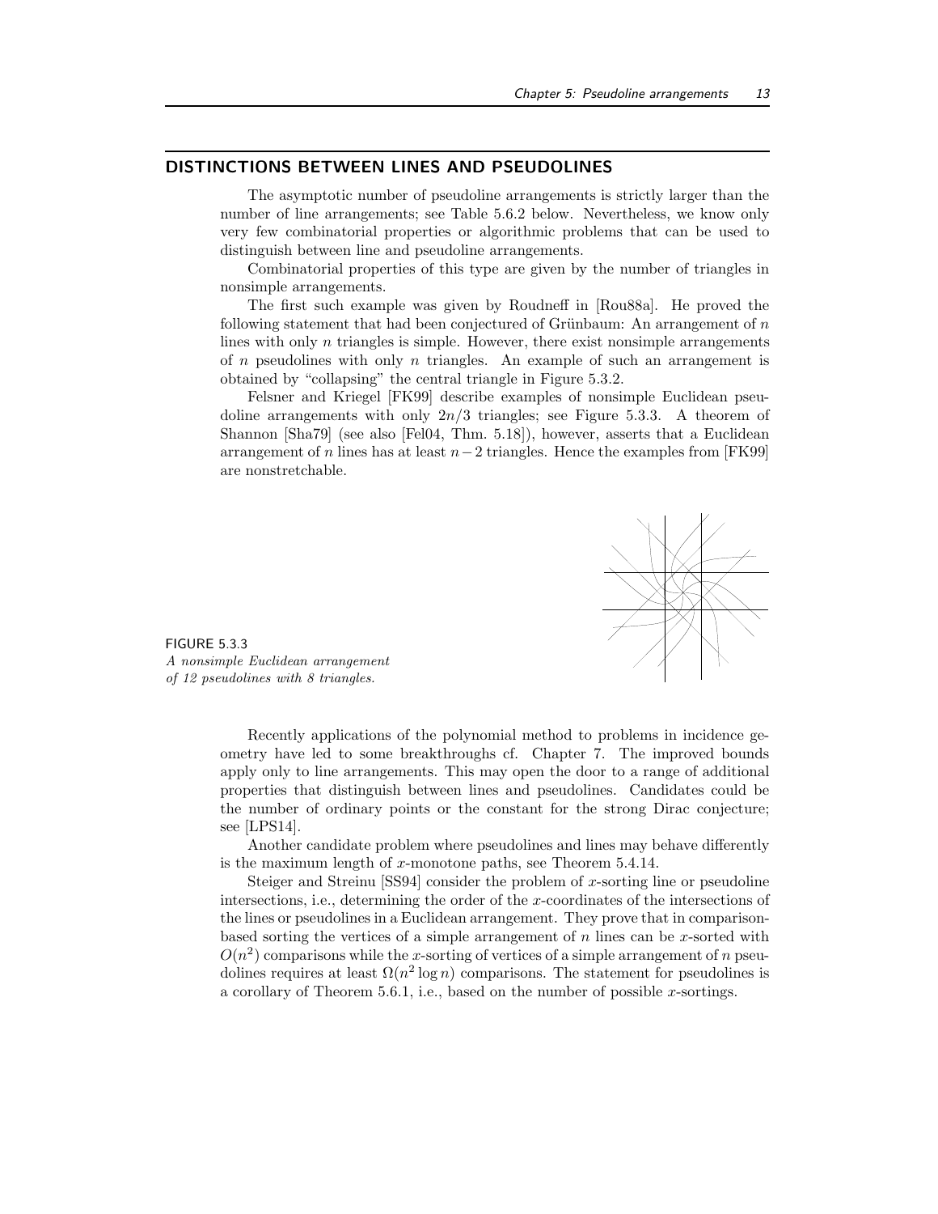## DISTINCTIONS BETWEEN LINES AND PSEUDOLINES

The asymptotic number of pseudoline arrangements is strictly larger than the number of line arrangements; see Table 5.6.2 below. Nevertheless, we know only very few combinatorial properties or algorithmic problems that can be used to distinguish between line and pseudoline arrangements.

Combinatorial properties of this type are given by the number of triangles in nonsimple arrangements.

The first such example was given by Roudneff in [Rou88a]. He proved the following statement that had been conjectured of Grünbaum: An arrangement of $n$ lines with only $n$ triangles is simple. However, there exist nonsimple arrangements of $n$ pseudolines with only $n$ triangles. An example of such an arrangement is obtained by "collapsing" the central triangle in Figure 5.3.2.

Felsner and Kriegel [FK99] describe examples of nonsimple Euclidean pseudoline arrangements with only $2n/3$ triangles; see Figure 5.3.3. A theorem of Shannon [Sha79] (see also [Fel04, Thm. 5.18]), however, asserts that a Euclidean arrangement of $n$ lines has at least $n-2$ triangles. Hence the examples from [FK99] are nonstretchable.

FIGURE 5.3.3
*A nonsimple Euclidean arrangement of 12 pseudolines with 8 triangles.*

Recently applications of the polynomial method to problems in incidence geometry have led to some breakthroughs cf. Chapter 7. The improved bounds apply only to line arrangements. This may open the door to a range of additional properties that distinguish between lines and pseudolines. Candidates could be the number of ordinary points or the constant for the strong Dirac conjecture; see [LPS14].

Another candidate problem where pseudolines and lines may behave differently is the maximum length of $x$-monotone paths, see Theorem 5.4.14.

Steiger and Streinu [SS94] consider the problem of $x$-sorting line or pseudoline intersections, i.e., determining the order of the $x$-coordinates of the intersections of the lines or pseudolines in a Euclidean arrangement. They prove that in comparison-based sorting the vertices of a simple arrangement of $n$ lines can be $x$-sorted with $O(n^2)$ comparisons while the $x$-sorting of vertices of a simple arrangement of $n$ pseudolines requires at least $\Omega(n^2 \log n)$ comparisons. The statement for pseudolines is a corollary of Theorem 5.6.1, i.e., based on the number of possible $x$-sortings.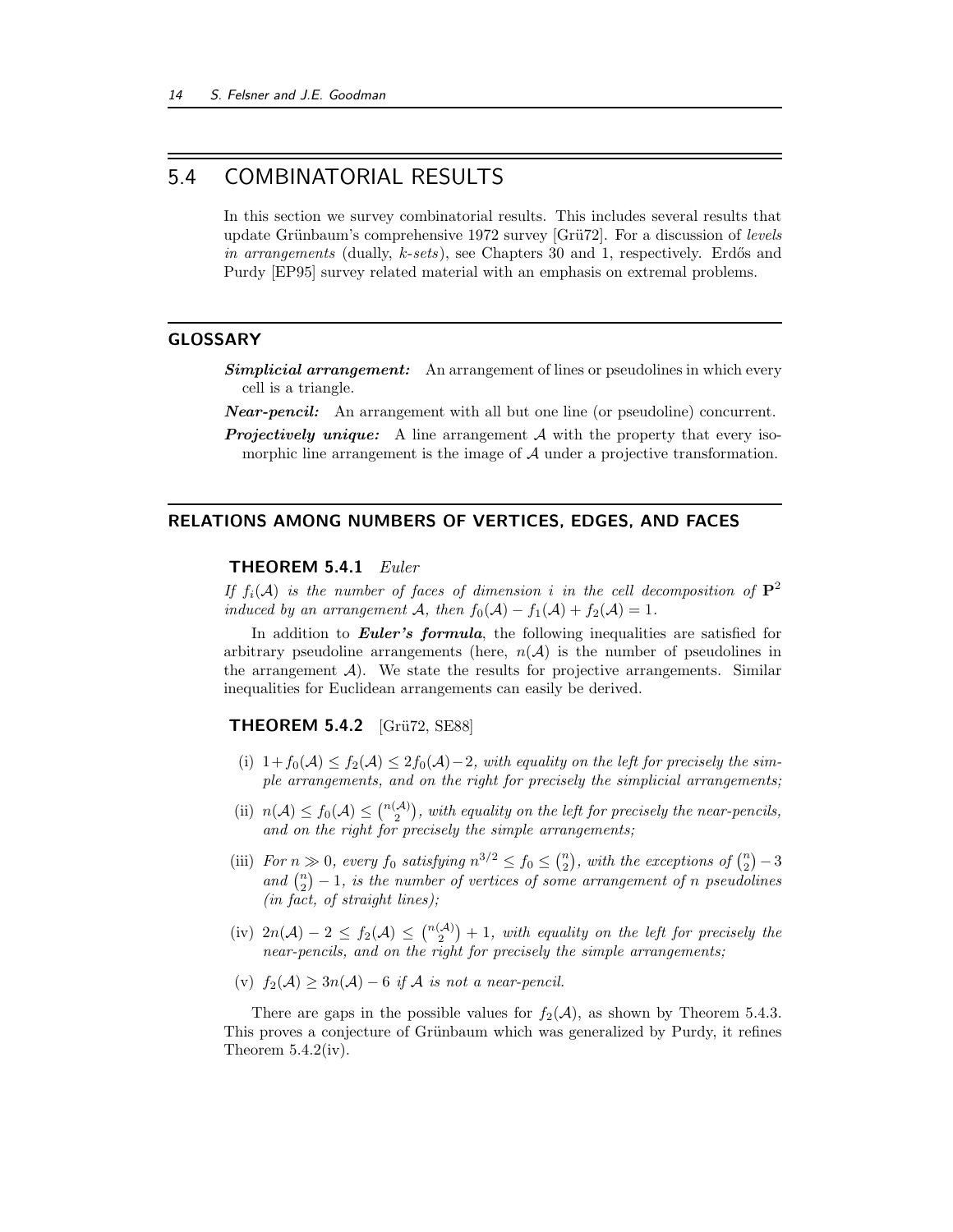## 5.4 COMBINATORIAL RESULTS

In this section we survey combinatorial results. This includes several results that update Grünbaum's comprehensive 1972 survey [Grü72]. For a discussion of *levels in arrangements* (dually, *k-sets*), see Chapters 30 and 1, respectively. Erdős and Purdy [EP95] survey related material with an emphasis on extremal problems.

### GLOSSARY

***Simplicial arrangement:*** An arrangement of lines or pseudolines in which every cell is a triangle.

***Near-pencil:*** An arrangement with all but one line (or pseudoline) concurrent.

***Projectively unique:*** A line arrangement $\mathcal{A}$ with the property that every isomorphic line arrangement is the image of $\mathcal{A}$ under a projective transformation.

### RELATIONS AMONG NUMBERS OF VERTICES, EDGES, AND FACES

**THEOREM 5.4.1** *Euler*

*If $f_i(\mathcal{A})$ is the number of faces of dimension $i$ in the cell decomposition of $\mathbf{P}^2$ induced by an arrangement $\mathcal{A}$, then $f_0(\mathcal{A}) - f_1(\mathcal{A}) + f_2(\mathcal{A}) = 1$.*

In addition to ***Euler's formula***, the following inequalities are satisfied for arbitrary pseudoline arrangements (here, $n(\mathcal{A})$ is the number of pseudolines in the arrangement $\mathcal{A}$). We state the results for projective arrangements. Similar inequalities for Euclidean arrangements can easily be derived.

**THEOREM 5.4.2** [Grü72, SE88]

- (i) $1 + f_0(\mathcal{A}) \leq f_2(\mathcal{A}) \leq 2f_0(\mathcal{A}) - 2$, *with equality on the left for precisely the simple arrangements, and on the right for precisely the simplicial arrangements;*
- (ii) $n(\mathcal{A}) \leq f_0(\mathcal{A}) \leq \binom{n(\mathcal{A})}{2}$, *with equality on the left for precisely the near-pencils, and on the right for precisely the simple arrangements;*
- (iii) *For $n \gg 0$, every $f_0$ satisfying $n^{3/2} \leq f_0 \leq \binom{n}{2}$, with the exceptions of $\binom{n}{2} - 3$ and $\binom{n}{2} - 1$, is the number of vertices of some arrangement of $n$ pseudolines (in fact, of straight lines);*
- (iv) $2n(\mathcal{A}) - 2 \leq f_2(\mathcal{A}) \leq \binom{n(\mathcal{A})}{2} + 1$, *with equality on the left for precisely the near-pencils, and on the right for precisely the simple arrangements;*
- (v) $f_2(\mathcal{A}) \geq 3n(\mathcal{A}) - 6$ *if $\mathcal{A}$ is not a near-pencil.*

There are gaps in the possible values for $f_2(\mathcal{A})$, as shown by Theorem 5.4.3. This proves a conjecture of Grünbaum which was generalized by Purdy, it refines Theorem 5.4.2(iv).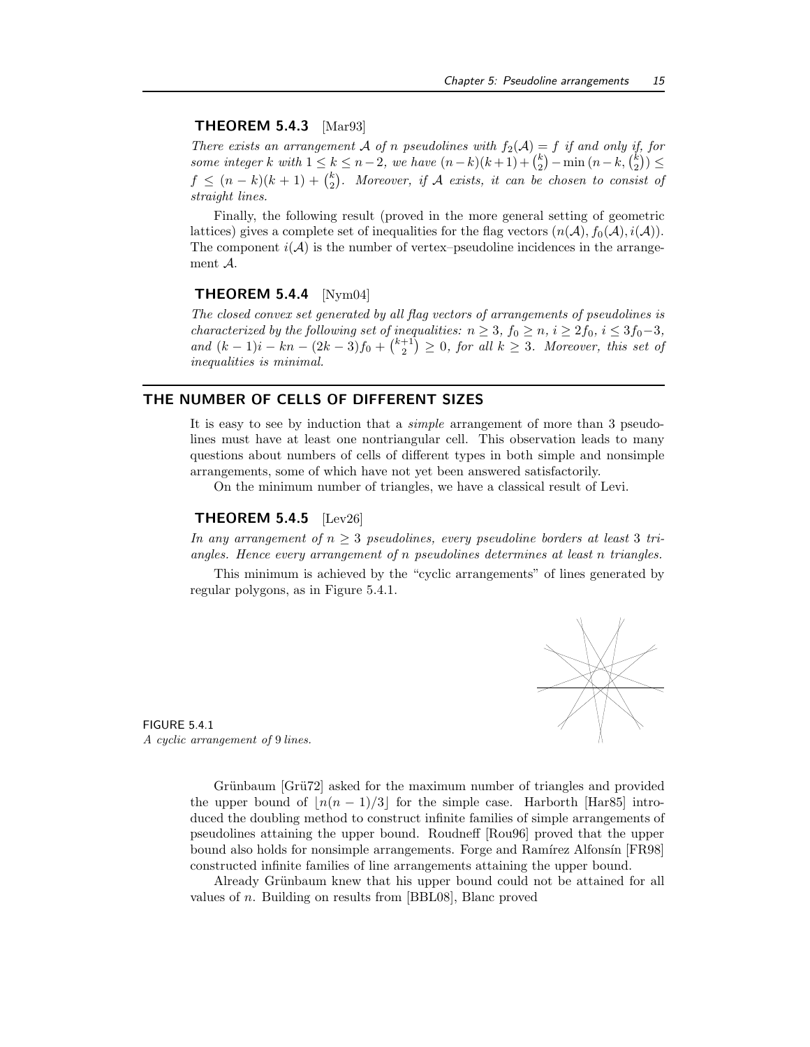### **THEOREM 5.4.3** [Mar93]

*There exists an arrangement $\mathcal{A}$ of n pseudolines with $f_2(\mathcal{A}) = f$ if and only if, for some integer k with $1 \leq k \leq n-2$, we have $(n-k)(k+1) + \binom{k}{2} - \min\left(n-k, \binom{k}{2}\right) \leq f \leq (n-k)(k+1) + \binom{k}{2}$. Moreover, if $\mathcal{A}$ exists, it can be chosen to consist of straight lines.*

Finally, the following result (proved in the more general setting of geometric lattices) gives a complete set of inequalities for the flag vectors $(n(\mathcal{A}), f_0(\mathcal{A}), i(\mathcal{A}))$. The component $i(\mathcal{A})$ is the number of vertex–pseudoline incidences in the arrangement $\mathcal{A}$.

### **THEOREM 5.4.4** [Nym04]

*The closed convex set generated by all flag vectors of arrangements of pseudolines is characterized by the following set of inequalities: $n \geq 3$, $f_0 \geq n$, $i \geq 2f_0$, $i \leq 3f_0 - 3$, and $(k-1)i - kn - (2k-3)f_0 + \binom{k+1}{2} \geq 0$, for all $k \geq 3$. Moreover, this set of inequalities is minimal.*

## **THE NUMBER OF CELLS OF DIFFERENT SIZES**

It is easy to see by induction that a *simple* arrangement of more than 3 pseudolines must have at least one nontriangular cell. This observation leads to many questions about numbers of cells of different types in both simple and nonsimple arrangements, some of which have not yet been answered satisfactorily.

On the minimum number of triangles, we have a classical result of Levi.

### **THEOREM 5.4.5** [Lev26]

*In any arrangement of $n \geq 3$ pseudolines, every pseudoline borders at least 3 triangles. Hence every arrangement of n pseudolines determines at least n triangles.*

This minimum is achieved by the "cyclic arrangements" of lines generated by regular polygons, as in Figure 5.4.1.

FIGURE 5.4.1
*A cyclic arrangement of 9 lines.*

Grünbaum [Grü72] asked for the maximum number of triangles and provided the upper bound of $\lfloor n(n-1)/3 \rfloor$ for the simple case. Harborth [Har85] introduced the doubling method to construct infinite families of simple arrangements of pseudolines attaining the upper bound. Roudneff [Rou96] proved that the upper bound also holds for nonsimple arrangements. Forge and Ramírez Alfonsín [FR98] constructed infinite families of line arrangements attaining the upper bound.

Already Grünbaum knew that his upper bound could not be attained for all values of $n$. Building on results from [BBL08], Blanc proved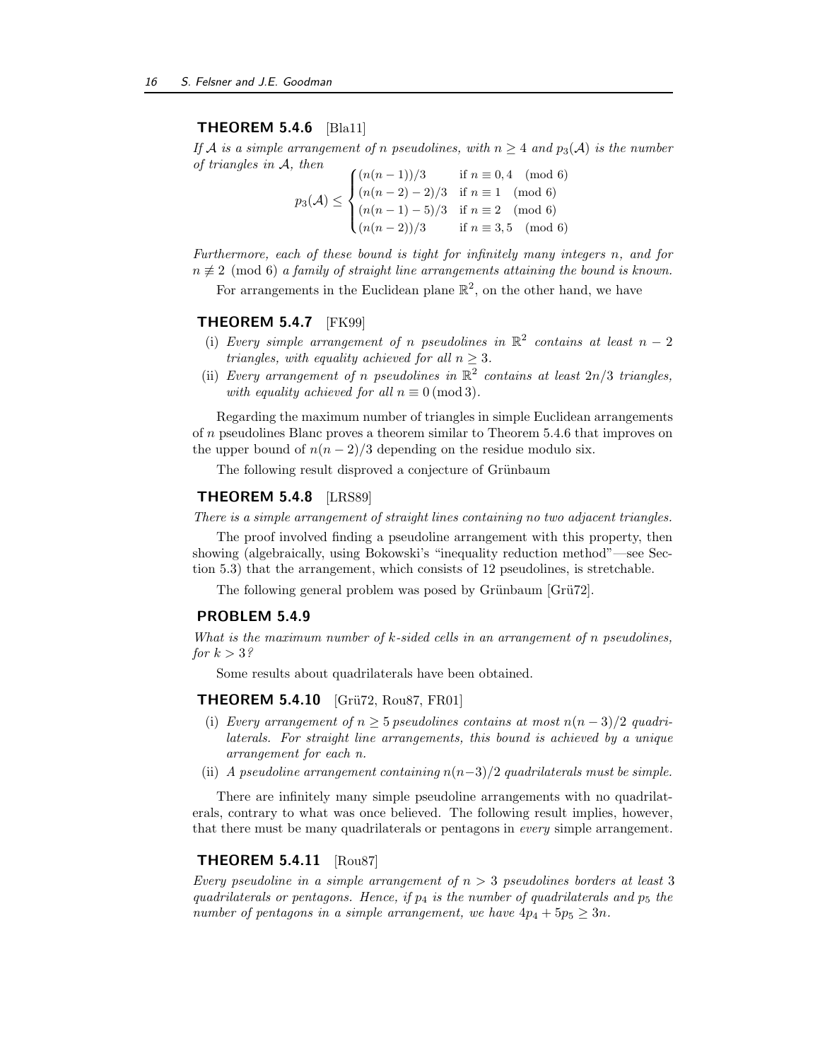### THEOREM 5.4.6 [Bla11]

*If $\mathcal{A}$ is a simple arrangement of n pseudolines, with $n \geq 4$ and $p_3(\mathcal{A})$ is the number of triangles in $\mathcal{A}$, then*

$$p_3(\mathcal{A}) \leq \begin{cases} (n(n-1))/3 & \text{if } n \equiv 0, 4 \pmod 6 \\ (n(n-2)-2)/3 & \text{if } n \equiv 1 \pmod 6 \\ (n(n-1)-5)/3 & \text{if } n \equiv 2 \pmod 6 \\ (n(n-2))/3 & \text{if } n \equiv 3, 5 \pmod 6 \end{cases}$$

*Furthermore, each of these bound is tight for infinitely many integers n, and for $n \not\equiv 2 \pmod 6$ a family of straight line arrangements attaining the bound is known.*

For arrangements in the Euclidean plane $\mathbb{R}^2$, on the other hand, we have

### THEOREM 5.4.7 [FK99]

- (i) *Every simple arrangement of n pseudolines in $\mathbb{R}^2$ contains at least $n-2$ triangles, with equality achieved for all $n \geq 3$.*
- (ii) *Every arrangement of n pseudolines in $\mathbb{R}^2$ contains at least $2n/3$ triangles, with equality achieved for all $n \equiv 0 \,(\text{mod}\, 3)$.*

Regarding the maximum number of triangles in simple Euclidean arrangements of $n$ pseudolines Blanc proves a theorem similar to Theorem 5.4.6 that improves on the upper bound of $n(n-2)/3$ depending on the residue modulo six.

The following result disproved a conjecture of Grünbaum

### THEOREM 5.4.8 [LRS89]

*There is a simple arrangement of straight lines containing no two adjacent triangles.*

The proof involved finding a pseudoline arrangement with this property, then showing (algebraically, using Bokowski's "inequality reduction method"—see Section 5.3) that the arrangement, which consists of 12 pseudolines, is stretchable.

The following general problem was posed by Grünbaum [Grü72].

### PROBLEM 5.4.9

*What is the maximum number of k-sided cells in an arrangement of n pseudolines, for $k > 3$?*

Some results about quadrilaterals have been obtained.

### THEOREM 5.4.10 [Grü72, Rou87, FR01]

- (i) *Every arrangement of $n \geq 5$ pseudolines contains at most $n(n-3)/2$ quadrilaterals. For straight line arrangements, this bound is achieved by a unique arrangement for each n.*
- (ii) *A pseudoline arrangement containing $n(n-3)/2$ quadrilaterals must be simple.*

There are infinitely many simple pseudoline arrangements with no quadrilaterals, contrary to what was once believed. The following result implies, however, that there must be many quadrilaterals or pentagons in *every* simple arrangement.

### THEOREM 5.4.11 [Rou87]

*Every pseudoline in a simple arrangement of $n > 3$ pseudolines borders at least 3 quadrilaterals or pentagons. Hence, if $p_4$ is the number of quadrilaterals and $p_5$ the number of pentagons in a simple arrangement, we have $4p_4 + 5p_5 \geq 3n$.*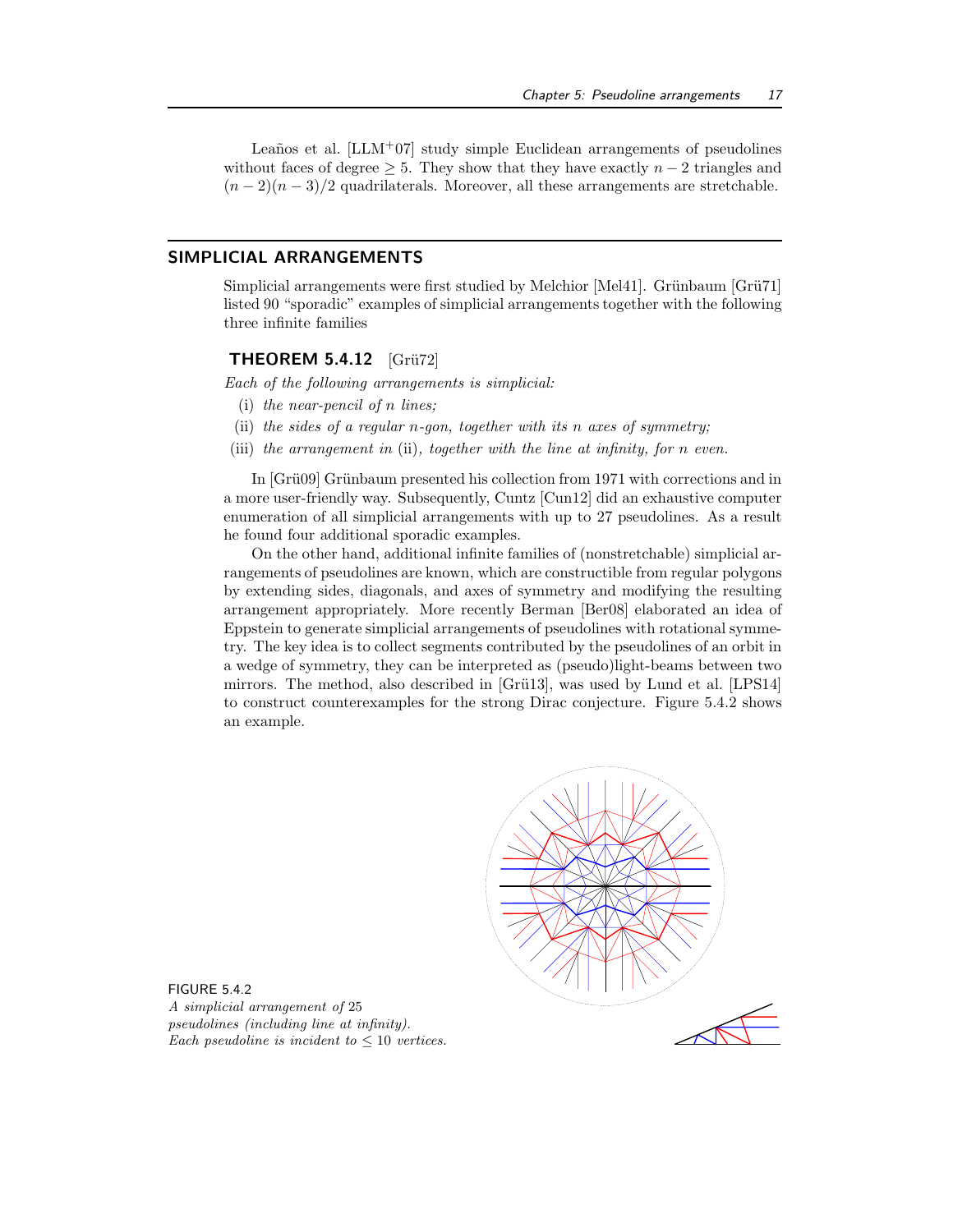Leaños et al. [LLM+07] study simple Euclidean arrangements of pseudolines without faces of degree $\geq 5$. They show that they have exactly $n-2$ triangles and $(n-2)(n-3)/2$ quadrilaterals. Moreover, all these arrangements are stretchable.

## SIMPLICIAL ARRANGEMENTS

Simplicial arrangements were first studied by Melchior [Mel41]. Grünbaum [Grü71] listed 90 "sporadic" examples of simplicial arrangements together with the following three infinite families

**THEOREM 5.4.12** [Grü72]

*Each of the following arrangements is simplicial:*

(i) *the near-pencil of $n$ lines;*

(ii) *the sides of a regular $n$-gon, together with its $n$ axes of symmetry;*

(iii) *the arrangement in* (ii)*, together with the line at infinity, for $n$ even.*

In [Grü09] Grünbaum presented his collection from 1971 with corrections and in a more user-friendly way. Subsequently, Cuntz [Cun12] did an exhaustive computer enumeration of all simplicial arrangements with up to 27 pseudolines. As a result he found four additional sporadic examples.

On the other hand, additional infinite families of (nonstretchable) simplicial arrangements of pseudolines are known, which are constructible from regular polygons by extending sides, diagonals, and axes of symmetry and modifying the resulting arrangement appropriately. More recently Berman [Ber08] elaborated an idea of Eppstein to generate simplicial arrangements of pseudolines with rotational symmetry. The key idea is to collect segments contributed by the pseudolines of an orbit in a wedge of symmetry, they can be interpreted as (pseudo)light-beams between two mirrors. The method, also described in [Grü13], was used by Lund et al. [LPS14] to construct counterexamples for the strong Dirac conjecture. Figure 5.4.2 shows an example.

FIGURE 5.4.2
*A simplicial arrangement of 25 pseudolines (including line at infinity). Each pseudoline is incident to $\leq 10$ vertices.*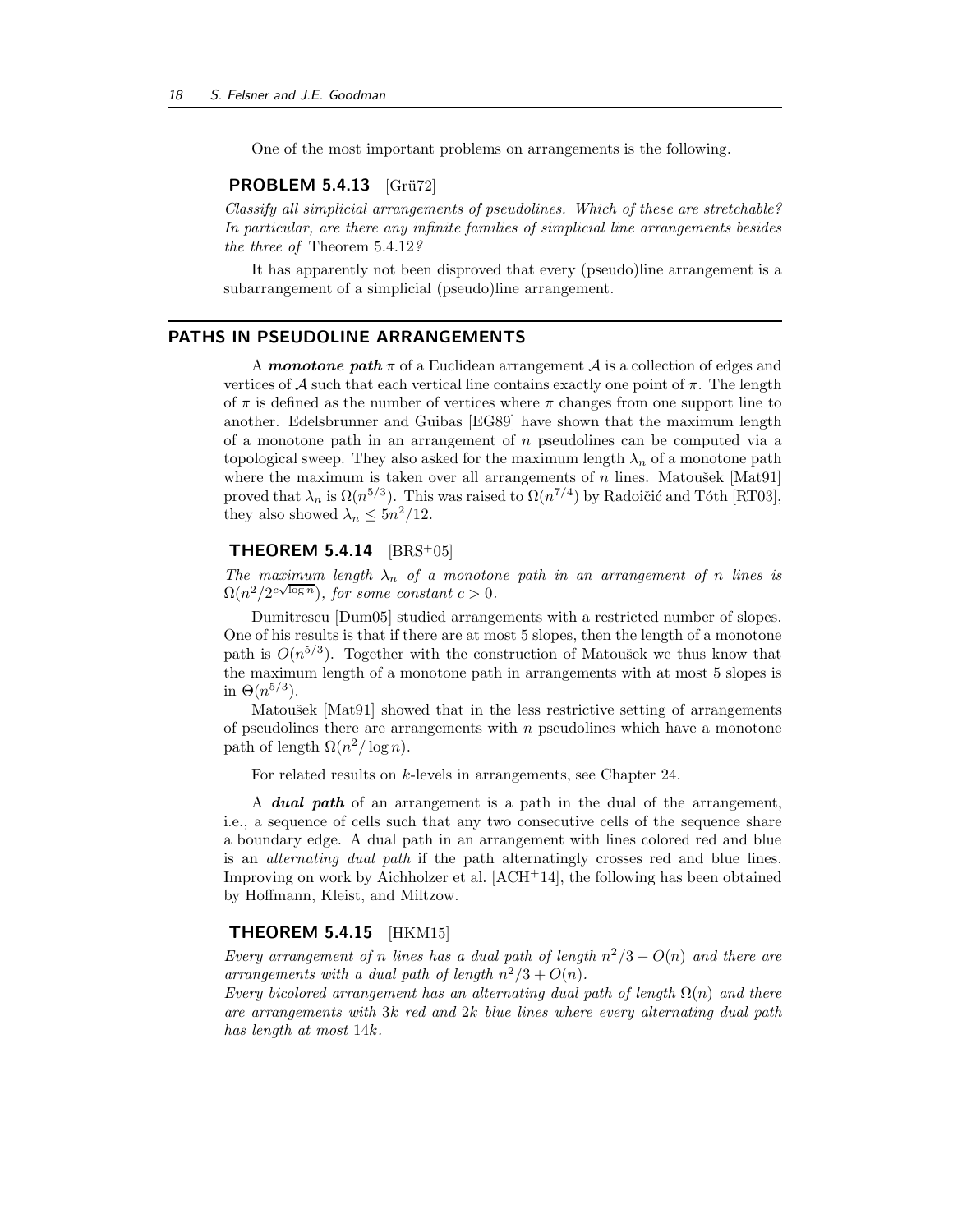One of the most important problems on arrangements is the following.

**PROBLEM 5.4.13** [Grü72]

*Classify all simplicial arrangements of pseudolines. Which of these are stretchable? In particular, are there any infinite families of simplicial line arrangements besides the three of* Theorem 5.4.12*?*

It has apparently not been disproved that every (pseudo)line arrangement is a subarrangement of a simplicial (pseudo)line arrangement.

## PATHS IN PSEUDOLINE ARRANGEMENTS

A ***monotone path*** $\pi$ of a Euclidean arrangement $\mathcal{A}$ is a collection of edges and vertices of $\mathcal{A}$ such that each vertical line contains exactly one point of $\pi$. The length of $\pi$ is defined as the number of vertices where $\pi$ changes from one support line to another. Edelsbrunner and Guibas [EG89] have shown that the maximum length of a monotone path in an arrangement of $n$ pseudolines can be computed via a topological sweep. They also asked for the maximum length $\lambda_n$ of a monotone path where the maximum is taken over all arrangements of $n$ lines. Matoušek [Mat91] proved that $\lambda_n$ is $\Omega(n^{5/3})$. This was raised to $\Omega(n^{7/4})$ by Radoičić and Tóth [RT03], they also showed $\lambda_n \leq 5n^2/12$.

**THEOREM 5.4.14** [BRS+05]

*The maximum length $\lambda_n$ of a monotone path in an arrangement of $n$ lines is $\Omega(n^2/2^{c\sqrt{\log n}})$, for some constant $c > 0$.*

Dumitrescu [Dum05] studied arrangements with a restricted number of slopes. One of his results is that if there are at most 5 slopes, then the length of a monotone path is $O(n^{5/3})$. Together with the construction of Matoušek we thus know that the maximum length of a monotone path in arrangements with at most 5 slopes is in $\Theta(n^{5/3})$.

Matoušek [Mat91] showed that in the less restrictive setting of arrangements of pseudolines there are arrangements with $n$ pseudolines which have a monotone path of length $\Omega(n^2/\log n)$.

For related results on $k$-levels in arrangements, see Chapter 24.

A ***dual path*** of an arrangement is a path in the dual of the arrangement, i.e., a sequence of cells such that any two consecutive cells of the sequence share a boundary edge. A dual path in an arrangement with lines colored red and blue is an *alternating dual path* if the path alternatingly crosses red and blue lines. Improving on work by Aichholzer et al. [ACH+14], the following has been obtained by Hoffmann, Kleist, and Miltzow.

**THEOREM 5.4.15** [HKM15]

*Every arrangement of $n$ lines has a dual path of length $n^2/3 - O(n)$ and there are arrangements with a dual path of length $n^2/3 + O(n)$.*
*Every bicolored arrangement has an alternating dual path of length $\Omega(n)$ and there are arrangements with $3k$ red and $2k$ blue lines where every alternating dual path has length at most $14k$.*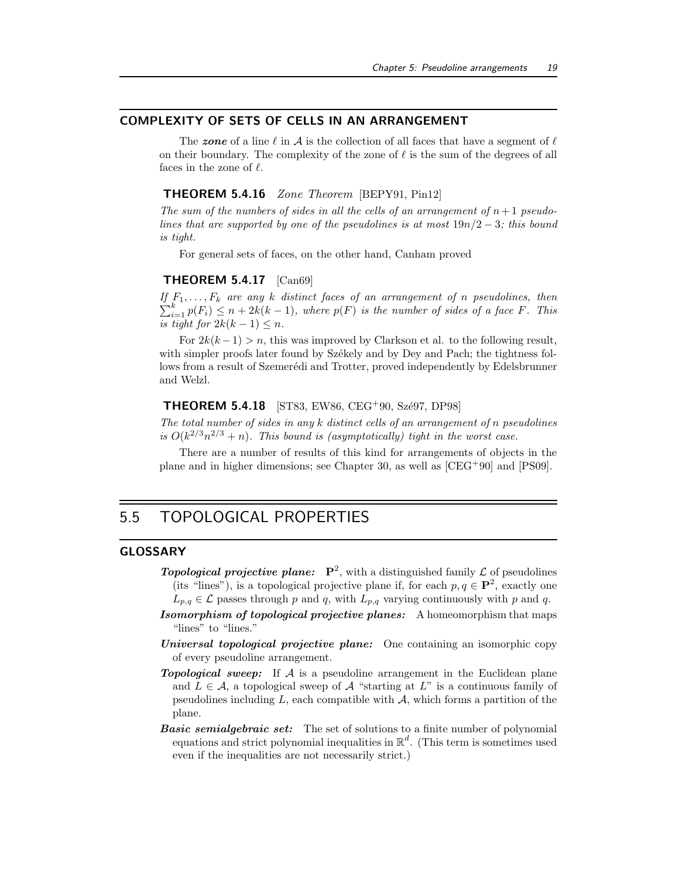### COMPLEXITY OF SETS OF CELLS IN AN ARRANGEMENT

The ***zone*** of a line $\ell$ in $\mathcal{A}$ is the collection of all faces that have a segment of $\ell$ on their boundary. The complexity of the zone of $\ell$ is the sum of the degrees of all faces in the zone of $\ell$.

**THEOREM 5.4.16** *Zone Theorem* [BEPY91, Pin12]

*The sum of the numbers of sides in all the cells of an arrangement of $n+1$ pseudolines that are supported by one of the pseudolines is at most $19n/2 - 3$; this bound is tight.*

For general sets of faces, on the other hand, Canham proved

**THEOREM 5.4.17** [Can69]

*If $F_1, \ldots, F_k$ are any $k$ distinct faces of an arrangement of $n$ pseudolines, then $\sum_{i=1}^{k} p(F_i) \leq n + 2k(k-1)$, where $p(F)$ is the number of sides of a face $F$. This is tight for $2k(k-1) \leq n$.*

For $2k(k-1) > n$, this was improved by Clarkson et al. to the following result, with simpler proofs later found by Székely and by Dey and Pach; the tightness follows from a result of Szemerédi and Trotter, proved independently by Edelsbrunner and Welzl.

**THEOREM 5.4.18** [ST83, EW86, CEG+90, Szé97, DP98]

*The total number of sides in any $k$ distinct cells of an arrangement of $n$ pseudolines is $O(k^{2/3}n^{2/3} + n)$. This bound is (asymptotically) tight in the worst case.*

There are a number of results of this kind for arrangements of objects in the plane and in higher dimensions; see Chapter 30, as well as [CEG+90] and [PS09].

## 5.5 TOPOLOGICAL PROPERTIES

### GLOSSARY

***Topological projective plane:*** $\mathbf{P}^2$, with a distinguished family $\mathcal{L}$ of pseudolines (its "lines"), is a topological projective plane if, for each $p, q \in \mathbf{P}^2$, exactly one $L_{p,q} \in \mathcal{L}$ passes through $p$ and $q$, with $L_{p,q}$ varying continuously with $p$ and $q$.

***Isomorphism of topological projective planes:*** A homeomorphism that maps "lines" to "lines."

***Universal topological projective plane:*** One containing an isomorphic copy of every pseudoline arrangement.

***Topological sweep:*** If $\mathcal{A}$ is a pseudoline arrangement in the Euclidean plane and $L \in \mathcal{A}$, a topological sweep of $\mathcal{A}$ "starting at $L$" is a continuous family of pseudolines including $L$, each compatible with $\mathcal{A}$, which forms a partition of the plane.

***Basic semialgebraic set:*** The set of solutions to a finite number of polynomial equations and strict polynomial inequalities in $\mathbb{R}^d$. (This term is sometimes used even if the inequalities are not necessarily strict.)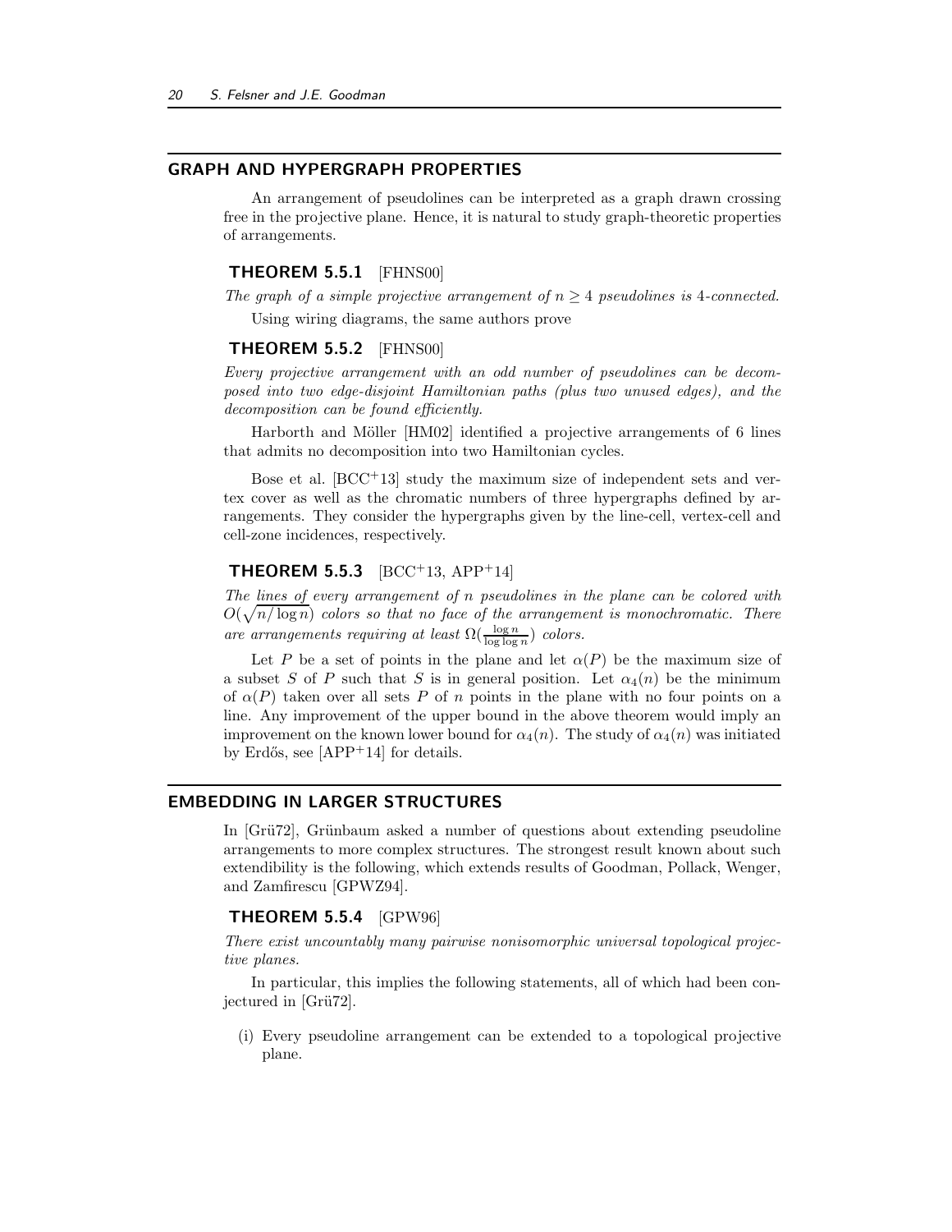## GRAPH AND HYPERGRAPH PROPERTIES

An arrangement of pseudolines can be interpreted as a graph drawn crossing free in the projective plane. Hence, it is natural to study graph-theoretic properties of arrangements.

**THEOREM 5.5.1** [FHNS00]

*The graph of a simple projective arrangement of $n \geq 4$ pseudolines is 4-connected.*

Using wiring diagrams, the same authors prove

**THEOREM 5.5.2** [FHNS00]

*Every projective arrangement with an odd number of pseudolines can be decomposed into two edge-disjoint Hamiltonian paths (plus two unused edges), and the decomposition can be found efficiently.*

Harborth and Möller [HM02] identified a projective arrangements of 6 lines that admits no decomposition into two Hamiltonian cycles.

Bose et al. [BCC+13] study the maximum size of independent sets and vertex cover as well as the chromatic numbers of three hypergraphs defined by arrangements. They consider the hypergraphs given by the line-cell, vertex-cell and cell-zone incidences, respectively.

**THEOREM 5.5.3** [BCC+13, APP+14]

*The lines of every arrangement of $n$ pseudolines in the plane can be colored with $O(\sqrt{n/\log n})$ colors so that no face of the arrangement is monochromatic. There are arrangements requiring at least $\Omega(\frac{\log n}{\log \log n})$ colors.*

Let $P$ be a set of points in the plane and let $\alpha(P)$ be the maximum size of a subset $S$ of $P$ such that $S$ is in general position. Let $\alpha_4(n)$ be the minimum of $\alpha(P)$ taken over all sets $P$ of $n$ points in the plane with no four points on a line. Any improvement of the upper bound in the above theorem would imply an improvement on the known lower bound for $\alpha_4(n)$. The study of $\alpha_4(n)$ was initiated by Erdős, see [APP+14] for details.

## EMBEDDING IN LARGER STRUCTURES

In [Grü72], Grünbaum asked a number of questions about extending pseudoline arrangements to more complex structures. The strongest result known about such extendibility is the following, which extends results of Goodman, Pollack, Wenger, and Zamfirescu [GPWZ94].

**THEOREM 5.5.4** [GPW96]

*There exist uncountably many pairwise nonisomorphic universal topological projective planes.*

In particular, this implies the following statements, all of which had been conjectured in [Grü72].

(i) Every pseudoline arrangement can be extended to a topological projective plane.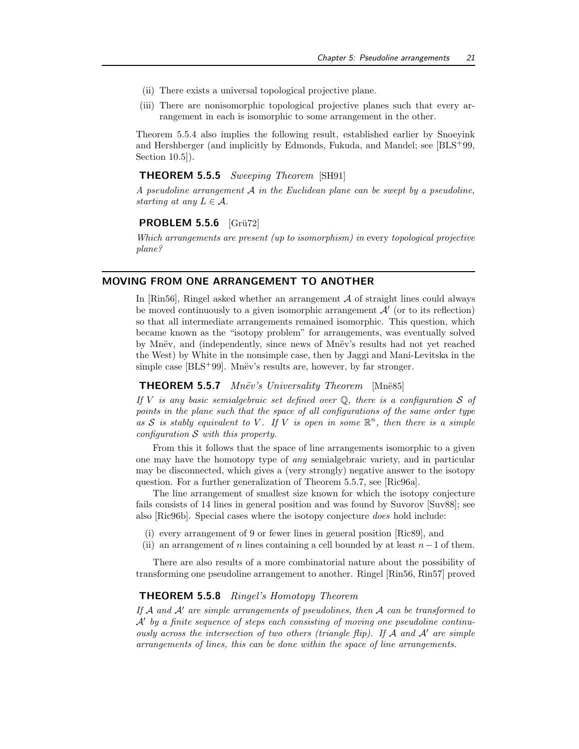(ii) There exists a universal topological projective plane.

(iii) There are nonisomorphic topological projective planes such that every arrangement in each is isomorphic to some arrangement in the other.

Theorem 5.5.4 also implies the following result, established earlier by Snoeyink and Hershberger (and implicitly by Edmonds, Fukuda, and Mandel; see [BLS+99, Section 10.5]).

**THEOREM 5.5.5** *Sweeping Theorem* [SH91]

*A pseudoline arrangement $\mathcal{A}$ in the Euclidean plane can be swept by a pseudoline, starting at any $L \in \mathcal{A}$.*

**PROBLEM 5.5.6** [Grü72]

*Which arrangements are present (up to isomorphism) in* every *topological projective plane?*

## MOVING FROM ONE ARRANGEMENT TO ANOTHER

In [Rin56], Ringel asked whether an arrangement $\mathcal{A}$ of straight lines could always be moved continuously to a given isomorphic arrangement $\mathcal{A}'$ (or to its reflection) so that all intermediate arrangements remained isomorphic. This question, which became known as the "isotopy problem" for arrangements, was eventually solved by Mnëv, and (independently, since news of Mnëv's results had not yet reached the West) by White in the nonsimple case, then by Jaggi and Mani-Levitska in the simple case [BLS+99]. Mnëv's results are, however, by far stronger.

**THEOREM 5.5.7** *Mnëv's Universality Theorem* [Mnë85]

*If $V$ is any basic semialgebraic set defined over $\mathbb{Q}$, there is a configuration $\mathcal{S}$ of points in the plane such that the space of all configurations of the same order type as $\mathcal{S}$ is stably equivalent to $V$. If $V$ is open in some $\mathbb{R}^n$, then there is a simple configuration $\mathcal{S}$ with this property.*

From this it follows that the space of line arrangements isomorphic to a given one may have the homotopy type of *any* semialgebraic variety, and in particular may be disconnected, which gives a (very strongly) negative answer to the isotopy question. For a further generalization of Theorem 5.5.7, see [Ric96a].

The line arrangement of smallest size known for which the isotopy conjecture fails consists of 14 lines in general position and was found by Suvorov [Suv88]; see also [Ric96b]. Special cases where the isotopy conjecture *does* hold include:

(i) every arrangement of 9 or fewer lines in general position [Ric89], and

(ii) an arrangement of $n$ lines containing a cell bounded by at least $n-1$ of them.

There are also results of a more combinatorial nature about the possibility of transforming one pseudoline arrangement to another. Ringel [Rin56, Rin57] proved

**THEOREM 5.5.8** *Ringel's Homotopy Theorem*

*If $\mathcal{A}$ and $\mathcal{A}'$ are simple arrangements of pseudolines, then $\mathcal{A}$ can be transformed to $\mathcal{A}'$ by a finite sequence of steps each consisting of moving one pseudoline continuously across the intersection of two others (triangle flip). If $\mathcal{A}$ and $\mathcal{A}'$ are simple arrangements of lines, this can be done within the space of line arrangements.*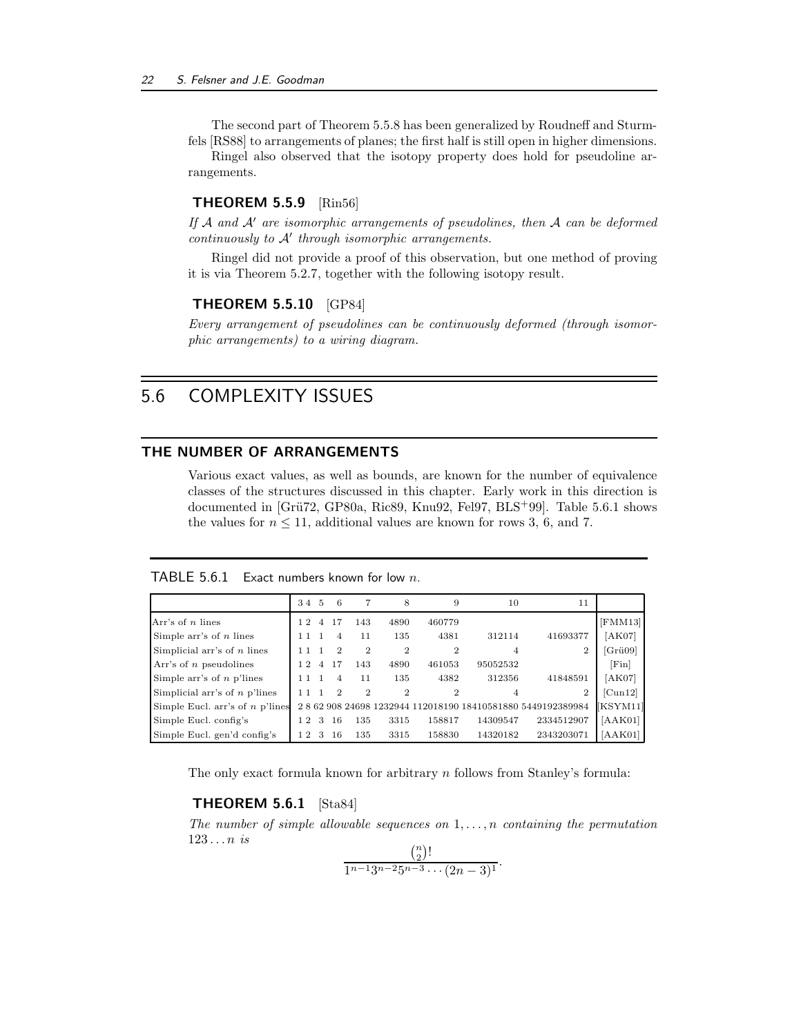The second part of Theorem 5.5.8 has been generalized by Roudneff and Sturmfels [RS88] to arrangements of planes; the first half is still open in higher dimensions.

Ringel also observed that the isotopy property does hold for pseudoline arrangements.

**THEOREM 5.5.9** [Rin56]

*If $\mathcal{A}$ and $\mathcal{A}'$ are isomorphic arrangements of pseudolines, then $\mathcal{A}$ can be deformed continuously to $\mathcal{A}'$ through isomorphic arrangements.*

Ringel did not provide a proof of this observation, but one method of proving it is via Theorem 5.2.7, together with the following isotopy result.

**THEOREM 5.5.10** [GP84]

*Every arrangement of pseudolines can be continuously deformed (through isomorphic arrangements) to a wiring diagram.*

## 5.6 COMPLEXITY ISSUES

### THE NUMBER OF ARRANGEMENTS

Various exact values, as well as bounds, are known for the number of equivalence classes of the structures discussed in this chapter. Early work in this direction is documented in [Grü72, GP80a, Ric89, Knu92, Fel97, BLS+99]. Table 5.6.1 shows the values for $n \leq 11$, additional values are known for rows 3, 6, and 7.

TABLE 5.6.1 Exact numbers known for low $n$.

| | 3 | 4 | 5 | 6 | 7 | 8 | 9 | 10 | 11 | |
|---|---|---|---|---|---|---|---|---|---|---|
| Arr's of $n$ lines | 1 | 2 | 4 | 17 | 143 | 4890 | 460779 | | | [FMM13] |
| Simple arr's of $n$ lines | 1 | 1 | 1 | 4 | 11 | 135 | 4381 | 312114 | 41693377 | [AK07] |
| Simplicial arr's of $n$ lines | 1 | 1 | 1 | 2 | 2 | 2 | 2 | 4 | 2 | [Grü09] |
| Arr's of $n$ pseudolines | 1 | 2 | 4 | 17 | 143 | 4890 | 461053 | 95052532 | | [Fin] |
| Simple arr's of $n$ p'lines | 1 | 1 | 1 | 4 | 11 | 135 | 4382 | 312356 | 41848591 | [AK07] |
| Simplicial arr's of $n$ p'lines | 1 | 1 | 1 | 2 | 2 | 2 | 2 | 4 | 2 | [Cun12] |
| Simple Eucl. arr's of $n$ p'lines | 2 | 8 | 62 | 908 | 24698 | 1232944 | 112018190 | 18410581880 | 5449192389984 | [KSYM11] |
| Simple Eucl. config's | 1 | 2 | 3 | 16 | 135 | 3315 | 158817 | 14309547 | 2334512907 | [AAK01] |
| Simple Eucl. gen'd config's | 1 | 2 | 3 | 16 | 135 | 3315 | 158830 | 14320182 | 2343203071 | [AAK01] |

The only exact formula known for arbitrary $n$ follows from Stanley's formula:

**THEOREM 5.6.1** [Sta84]

*The number of simple allowable sequences on $1, \dots, n$ containing the permutation $123 \dots n$ is*

$$\frac{\binom{n}{2}!}{1^{n-1}3^{n-2}5^{n-3}\cdots(2n-3)^1}.$$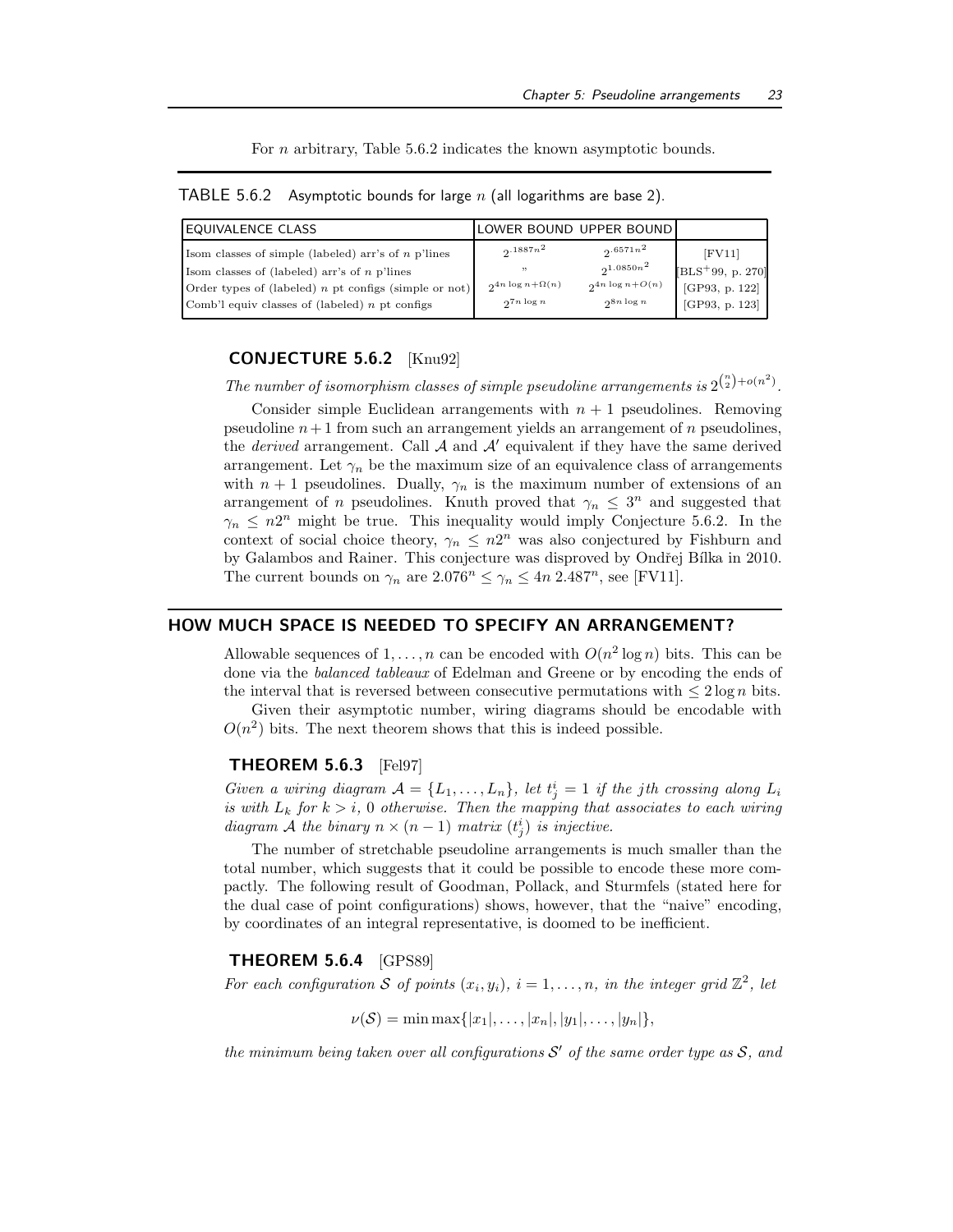For $n$ arbitrary, Table 5.6.2 indicates the known asymptotic bounds.

TABLE 5.6.2 Asymptotic bounds for large $n$ (all logarithms are base 2).

| EQUIVALENCE CLASS | LOWER BOUND | UPPER BOUND | |
|---|---|---|---|
| Isom classes of simple (labeled) arr's of $n$ p'lines | $2^{.1887n^2}$ | $2^{.6571n^2}$ | [FV11] |
| Isom classes of (labeled) arr's of $n$ p'lines | " | $2^{1.0850n^2}$ | [BLS+99, p. 270] |
| Order types of (labeled) $n$ pt configs (simple or not) | $2^{4n\log n+\Omega(n)}$ | $2^{4n\log n+O(n)}$ | [GP93, p. 122] |
| Comb'l equiv classes of (labeled) $n$ pt configs | $2^{7n\log n}$ | $2^{8n\log n}$ | [GP93, p. 123] |

### CONJECTURE 5.6.2 [Knu92]

*The number of isomorphism classes of simple pseudoline arrangements is* $2^{\binom{n}{2}+o(n^2)}$.

Consider simple Euclidean arrangements with $n+1$ pseudolines. Removing pseudoline $n+1$ from such an arrangement yields an arrangement of $n$ pseudolines, the *derived* arrangement. Call $\mathcal{A}$ and $\mathcal{A}'$ equivalent if they have the same derived arrangement. Let $\gamma_n$ be the maximum size of an equivalence class of arrangements with $n+1$ pseudolines. Dually, $\gamma_n$ is the maximum number of extensions of an arrangement of $n$ pseudolines. Knuth proved that $\gamma_n \leq 3^n$ and suggested that $\gamma_n \leq n2^n$ might be true. This inequality would imply Conjecture 5.6.2. In the context of social choice theory, $\gamma_n \leq n2^n$ was also conjectured by Fishburn and by Galambos and Rainer. This conjecture was disproved by Ondřej Bílka in 2010. The current bounds on $\gamma_n$ are $2.076^n \leq \gamma_n \leq 4n\,2.487^n$, see [FV11].

## HOW MUCH SPACE IS NEEDED TO SPECIFY AN ARRANGEMENT?

Allowable sequences of $1,\ldots,n$ can be encoded with $O(n^2\log n)$ bits. This can be done via the *balanced tableaux* of Edelman and Greene or by encoding the ends of the interval that is reversed between consecutive permutations with $\leq 2\log n$ bits.

Given their asymptotic number, wiring diagrams should be encodable with $O(n^2)$ bits. The next theorem shows that this is indeed possible.

### THEOREM 5.6.3 [Fel97]

*Given a wiring diagram* $\mathcal{A}=\{L_1,\ldots,L_n\}$*, let* $t^i_j = 1$ *if the* $j$*th crossing along* $L_i$ *is with* $L_k$ *for* $k>i$*, 0 otherwise. Then the mapping that associates to each wiring diagram* $\mathcal{A}$ *the binary* $n\times(n-1)$ *matrix* $(t^i_j)$ *is injective.*

The number of stretchable pseudoline arrangements is much smaller than the total number, which suggests that it could be possible to encode these more compactly. The following result of Goodman, Pollack, and Sturmfels (stated here for the dual case of point configurations) shows, however, that the "naive" encoding, by coordinates of an integral representative, is doomed to be inefficient.

### THEOREM 5.6.4 [GPS89]

*For each configuration* $\mathcal{S}$ *of points* $(x_i,y_i)$, $i=1,\ldots,n$, *in the integer grid* $\mathbb{Z}^2$*, let*

$$\nu(\mathcal{S}) = \min\max\{|x_1|,\ldots,|x_n|,|y_1|,\ldots,|y_n|\},$$

*the minimum being taken over all configurations* $\mathcal{S}'$ *of the same order type as* $\mathcal{S}$*, and*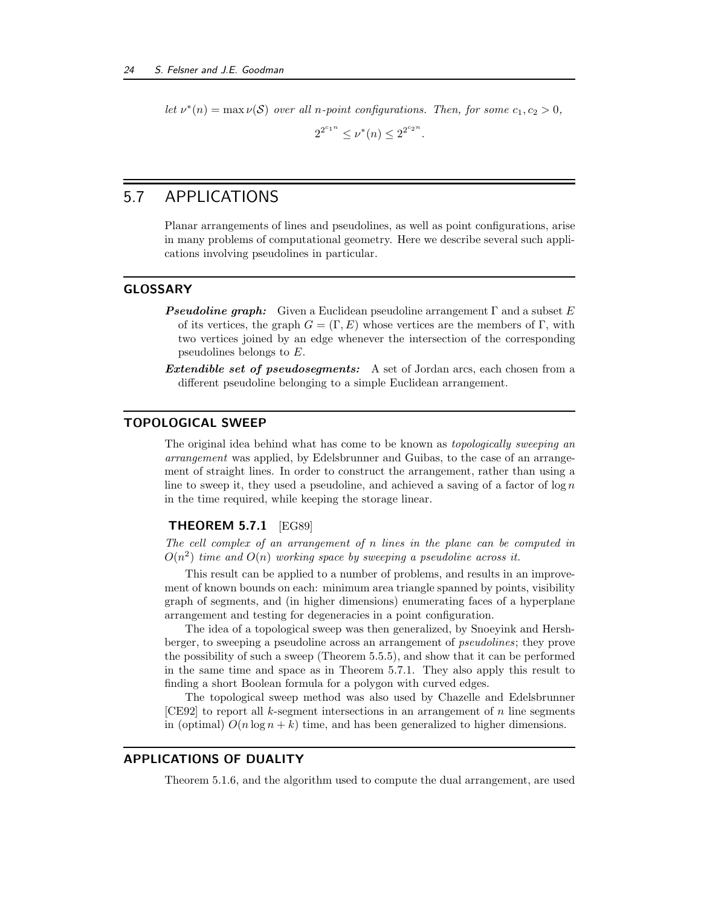*let $\nu^*(n) = \max \nu(\mathcal{S})$ over all $n$-point configurations. Then, for some $c_1, c_2 > 0$,*

$$2^{2^{c_1 n}} \leq \nu^*(n) \leq 2^{2^{c_2 n}}.$$

## 5.7 APPLICATIONS

Planar arrangements of lines and pseudolines, as well as point configurations, arise in many problems of computational geometry. Here we describe several such applications involving pseudolines in particular.

### GLOSSARY

***Pseudoline graph:*** Given a Euclidean pseudoline arrangement $\Gamma$ and a subset $E$ of its vertices, the graph $G = (\Gamma, E)$ whose vertices are the members of $\Gamma$, with two vertices joined by an edge whenever the intersection of the corresponding pseudolines belongs to $E$.

***Extendible set of pseudosegments:*** A set of Jordan arcs, each chosen from a different pseudoline belonging to a simple Euclidean arrangement.

### TOPOLOGICAL SWEEP

The original idea behind what has come to be known as *topologically sweeping an arrangement* was applied, by Edelsbrunner and Guibas, to the case of an arrangement of straight lines. In order to construct the arrangement, rather than using a line to sweep it, they used a pseudoline, and achieved a saving of a factor of $\log n$ in the time required, while keeping the storage linear.

**THEOREM 5.7.1** [EG89]

*The cell complex of an arrangement of $n$ lines in the plane can be computed in $O(n^2)$ time and $O(n)$ working space by sweeping a pseudoline across it.*

This result can be applied to a number of problems, and results in an improvement of known bounds on each: minimum area triangle spanned by points, visibility graph of segments, and (in higher dimensions) enumerating faces of a hyperplane arrangement and testing for degeneracies in a point configuration.

The idea of a topological sweep was then generalized, by Snoeyink and Hershberger, to sweeping a pseudoline across an arrangement of *pseudolines*; they prove the possibility of such a sweep (Theorem 5.5.5), and show that it can be performed in the same time and space as in Theorem 5.7.1. They also apply this result to finding a short Boolean formula for a polygon with curved edges.

The topological sweep method was also used by Chazelle and Edelsbrunner [CE92] to report all $k$-segment intersections in an arrangement of $n$ line segments in (optimal) $O(n \log n + k)$ time, and has been generalized to higher dimensions.

### APPLICATIONS OF DUALITY

Theorem 5.1.6, and the algorithm used to compute the dual arrangement, are used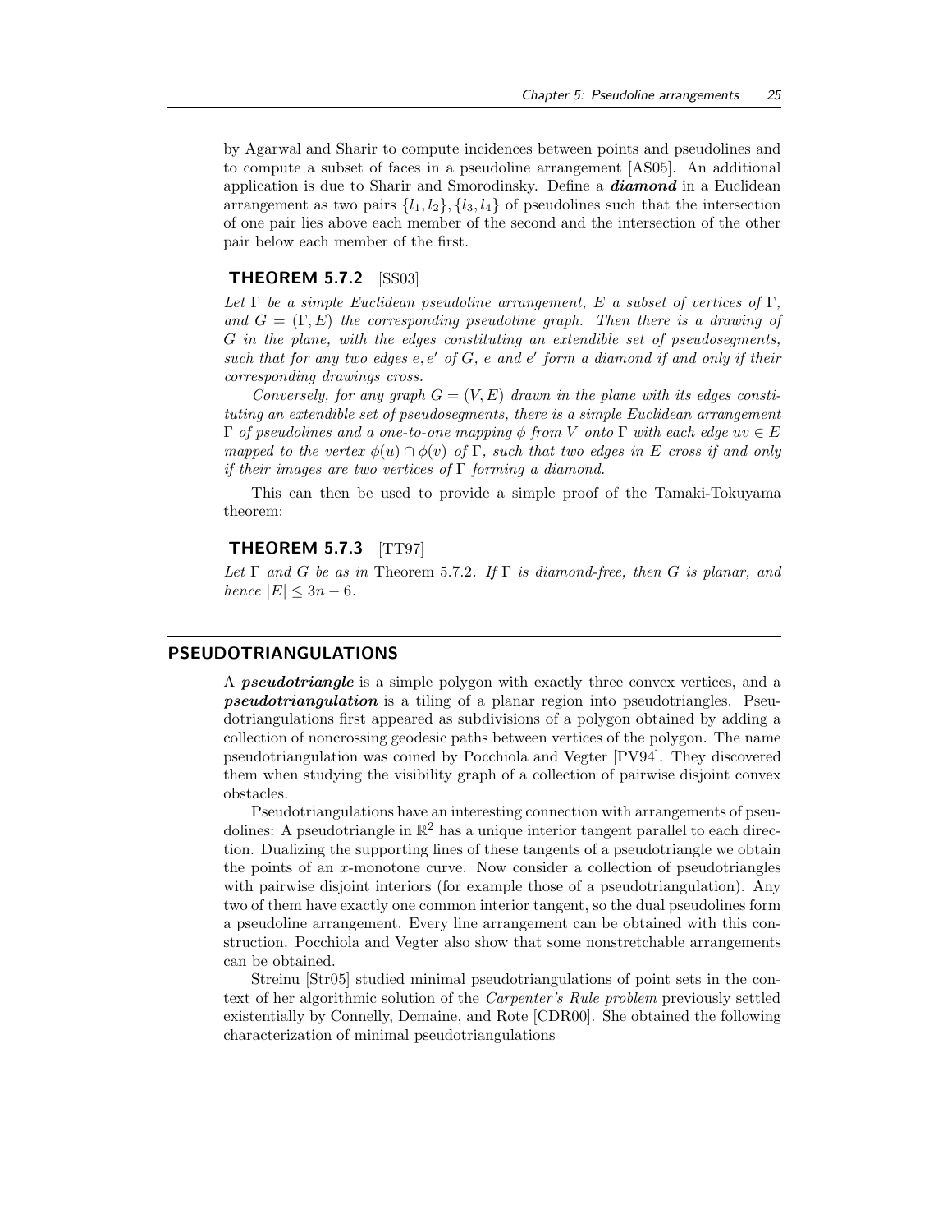by Agarwal and Sharir to compute incidences between points and pseudolines and to compute a subset of faces in a pseudoline arrangement [AS05]. An additional application is due to Sharir and Smorodinsky. Define a ***diamond*** in a Euclidean arrangement as two pairs $\{l_1, l_2\}, \{l_3, l_4\}$ of pseudolines such that the intersection of one pair lies above each member of the second and the intersection of the other pair below each member of the first.

### THEOREM 5.7.2 [SS03]

*Let $\Gamma$ be a simple Euclidean pseudoline arrangement, $E$ a subset of vertices of $\Gamma$, and $G = (\Gamma, E)$ the corresponding pseudoline graph. Then there is a drawing of $G$ in the plane, with the edges constituting an extendible set of pseudosegments, such that for any two edges $e, e'$ of $G$, $e$ and $e'$ form a diamond if and only if their corresponding drawings cross.*

*Conversely, for any graph $G = (V, E)$ drawn in the plane with its edges constituting an extendible set of pseudosegments, there is a simple Euclidean arrangement $\Gamma$ of pseudolines and a one-to-one mapping $\phi$ from $V$ onto $\Gamma$ with each edge $uv \in E$ mapped to the vertex $\phi(u) \cap \phi(v)$ of $\Gamma$, such that two edges in $E$ cross if and only if their images are two vertices of $\Gamma$ forming a diamond.*

This can then be used to provide a simple proof of the Tamaki-Tokuyama theorem:

### THEOREM 5.7.3 [TT97]

*Let $\Gamma$ and $G$ be as in* Theorem 5.7.2*. If $\Gamma$ is diamond-free, then $G$ is planar, and hence $|E| \leq 3n - 6$.*

## PSEUDOTRIANGULATIONS

A ***pseudotriangle*** is a simple polygon with exactly three convex vertices, and a ***pseudotriangulation*** is a tiling of a planar region into pseudotriangles. Pseudotriangulations first appeared as subdivisions of a polygon obtained by adding a collection of noncrossing geodesic paths between vertices of the polygon. The name pseudotriangulation was coined by Pocchiola and Vegter [PV94]. They discovered them when studying the visibility graph of a collection of pairwise disjoint convex obstacles.

Pseudotriangulations have an interesting connection with arrangements of pseudolines: A pseudotriangle in $\mathbb{R}^2$ has a unique interior tangent parallel to each direction. Dualizing the supporting lines of these tangents of a pseudotriangle we obtain the points of an $x$-monotone curve. Now consider a collection of pseudotriangles with pairwise disjoint interiors (for example those of a pseudotriangulation). Any two of them have exactly one common interior tangent, so the dual pseudolines form a pseudoline arrangement. Every line arrangement can be obtained with this construction. Pocchiola and Vegter also show that some nonstretchable arrangements can be obtained.

Streinu [Str05] studied minimal pseudotriangulations of point sets in the context of her algorithmic solution of the *Carpenter's Rule problem* previously settled existentially by Connelly, Demaine, and Rote [CDR00]. She obtained the following characterization of minimal pseudotriangulations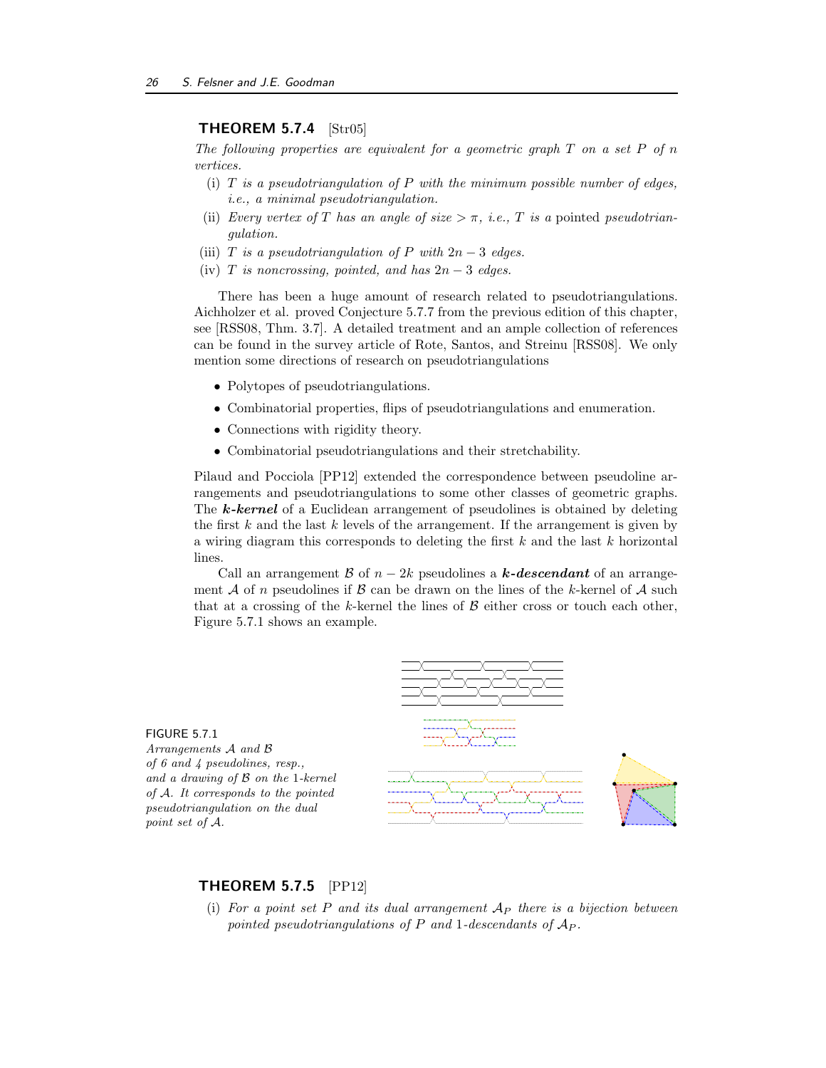**THEOREM 5.7.4** [Str05]

*The following properties are equivalent for a geometric graph $T$ on a set $P$ of $n$ vertices.*

(i) *$T$ is a pseudotriangulation of $P$ with the minimum possible number of edges, i.e., a minimal pseudotriangulation.*

(ii) *Every vertex of $T$ has an angle of size $> \pi$, i.e., $T$ is a* pointed *pseudotriangulation.*

(iii) *$T$ is a pseudotriangulation of $P$ with $2n-3$ edges.*

(iv) *$T$ is noncrossing, pointed, and has $2n-3$ edges.*

There has been a huge amount of research related to pseudotriangulations. Aichholzer et al. proved Conjecture 5.7.7 from the previous edition of this chapter, see [RSS08, Thm. 3.7]. A detailed treatment and an ample collection of references can be found in the survey article of Rote, Santos, and Streinu [RSS08]. We only mention some directions of research on pseudotriangulations

- Polytopes of pseudotriangulations.
- Combinatorial properties, flips of pseudotriangulations and enumeration.
- Connections with rigidity theory.
- Combinatorial pseudotriangulations and their stretchability.

Pilaud and Pocciola [PP12] extended the correspondence between pseudoline arrangements and pseudotriangulations to some other classes of geometric graphs. The ***k-kernel*** of a Euclidean arrangement of pseudolines is obtained by deleting the first $k$ and the last $k$ levels of the arrangement. If the arrangement is given by a wiring diagram this corresponds to deleting the first $k$ and the last $k$ horizontal lines.

Call an arrangement $\mathcal{B}$ of $n-2k$ pseudolines a ***k-descendant*** of an arrangement $\mathcal{A}$ of $n$ pseudolines if $\mathcal{B}$ can be drawn on the lines of the $k$-kernel of $\mathcal{A}$ such that at a crossing of the $k$-kernel the lines of $\mathcal{B}$ either cross or touch each other, Figure 5.7.1 shows an example.

FIGURE 5.7.1
*Arrangements $\mathcal{A}$ and $\mathcal{B}$ of 6 and 4 pseudolines, resp., and a drawing of $\mathcal{B}$ on the 1-kernel of $\mathcal{A}$. It corresponds to the pointed pseudotriangulation on the dual point set of $\mathcal{A}$.*

**THEOREM 5.7.5** [PP12]

(i) *For a point set $P$ and its dual arrangement $\mathcal{A}_P$ there is a bijection between pointed pseudotriangulations of $P$ and 1-descendants of $\mathcal{A}_P$.*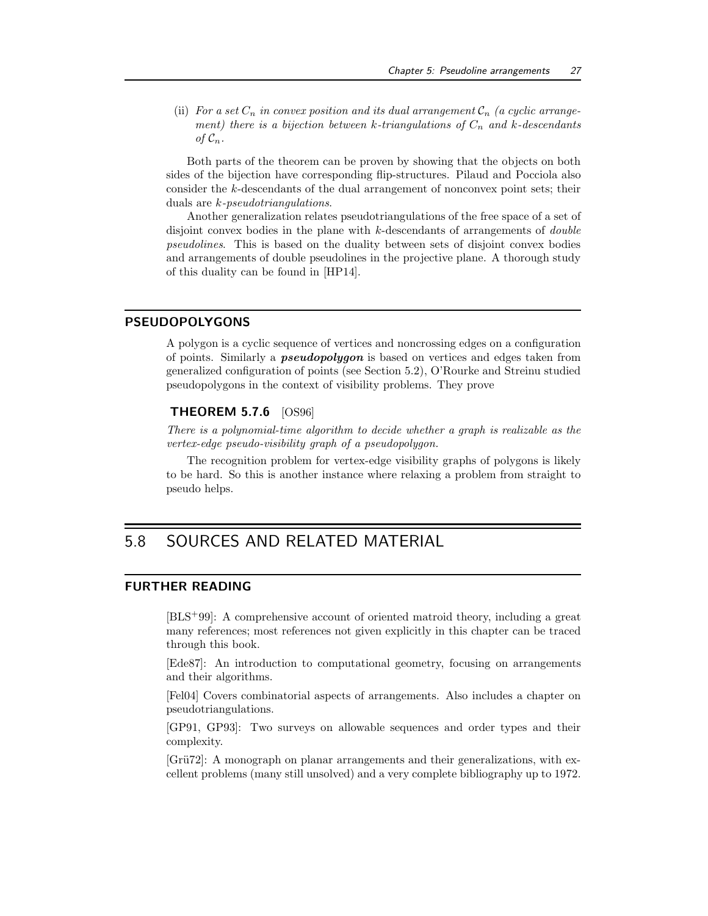(ii) *For a set $C_n$ in convex position and its dual arrangement $\mathcal{C}_n$ (a cyclic arrangement) there is a bijection between $k$-triangulations of $C_n$ and $k$-descendants of $\mathcal{C}_n$.*

Both parts of the theorem can be proven by showing that the objects on both sides of the bijection have corresponding flip-structures. Pilaud and Pocciola also consider the $k$-descendants of the dual arrangement of nonconvex point sets; their duals are *$k$-pseudotriangulations*.

Another generalization relates pseudotriangulations of the free space of a set of disjoint convex bodies in the plane with $k$-descendants of arrangements of *double pseudolines*. This is based on the duality between sets of disjoint convex bodies and arrangements of double pseudolines in the projective plane. A thorough study of this duality can be found in [HP14].

### PSEUDOPOLYGONS

A polygon is a cyclic sequence of vertices and noncrossing edges on a configuration of points. Similarly a ***pseudopolygon*** is based on vertices and edges taken from generalized configuration of points (see Section 5.2), O'Rourke and Streinu studied pseudopolygons in the context of visibility problems. They prove

#### THEOREM 5.7.6 [OS96]

*There is a polynomial-time algorithm to decide whether a graph is realizable as the vertex-edge pseudo-visibility graph of a pseudopolygon.*

The recognition problem for vertex-edge visibility graphs of polygons is likely to be hard. So this is another instance where relaxing a problem from straight to pseudo helps.

## 5.8 SOURCES AND RELATED MATERIAL

### FURTHER READING

[BLS+99]: A comprehensive account of oriented matroid theory, including a great many references; most references not given explicitly in this chapter can be traced through this book.

[Ede87]: An introduction to computational geometry, focusing on arrangements and their algorithms.

[Fel04] Covers combinatorial aspects of arrangements. Also includes a chapter on pseudotriangulations.

[GP91, GP93]: Two surveys on allowable sequences and order types and their complexity.

[Grü72]: A monograph on planar arrangements and their generalizations, with excellent problems (many still unsolved) and a very complete bibliography up to 1972.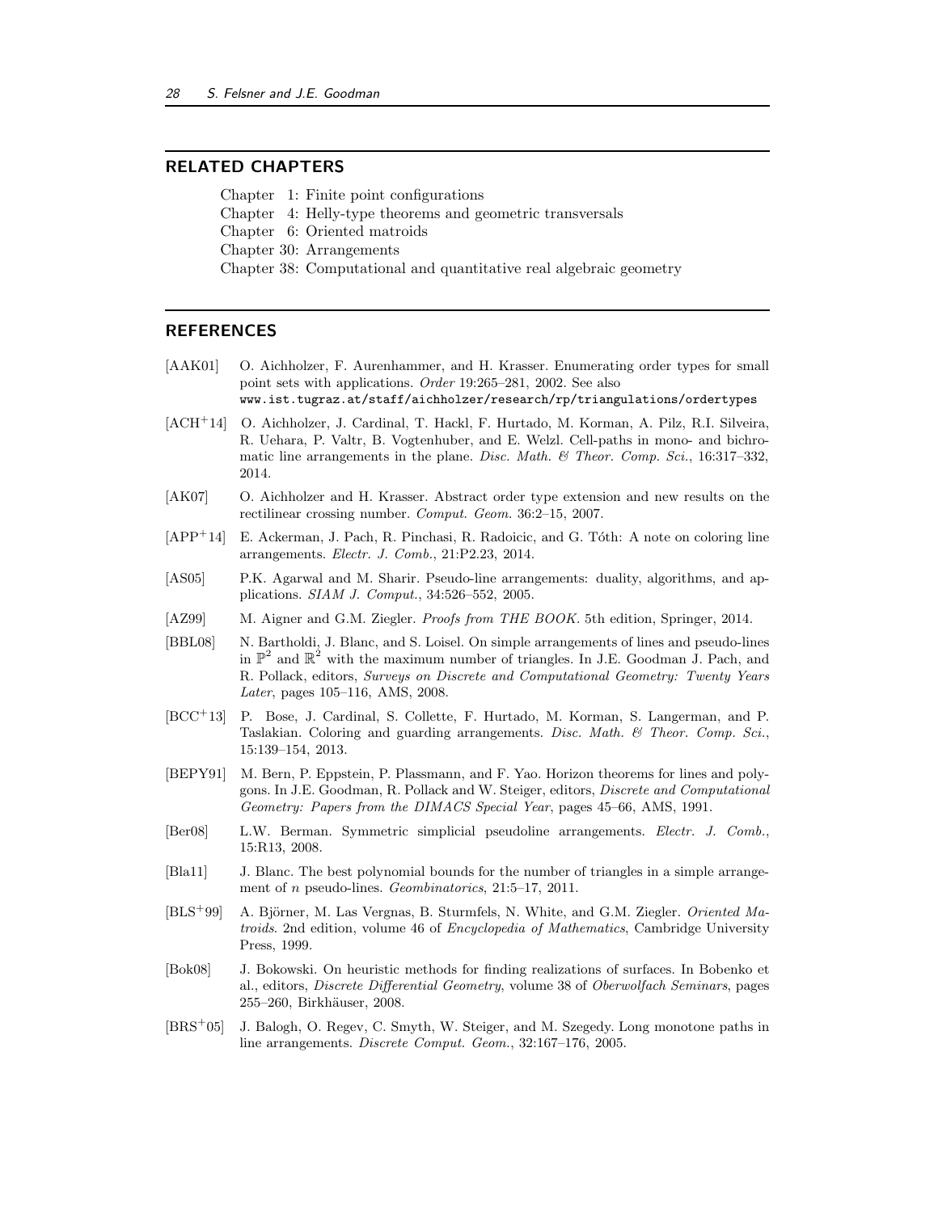## RELATED CHAPTERS

Chapter 1: Finite point configurations
Chapter 4: Helly-type theorems and geometric transversals
Chapter 6: Oriented matroids
Chapter 30: Arrangements
Chapter 38: Computational and quantitative real algebraic geometry

## REFERENCES

[AAK01] O. Aichholzer, F. Aurenhammer, and H. Krasser. Enumerating order types for small point sets with applications. *Order* 19:265–281, 2002. See also `www.ist.tugraz.at/staff/aichholzer/research/rp/triangulations/ordertypes`

[ACH+14] O. Aichholzer, J. Cardinal, T. Hackl, F. Hurtado, M. Korman, A. Pilz, R.I. Silveira, R. Uehara, P. Valtr, B. Vogtenhuber, and E. Welzl. Cell-paths in mono- and bichromatic line arrangements in the plane. *Disc. Math. & Theor. Comp. Sci.*, 16:317–332, 2014.

[AK07] O. Aichholzer and H. Krasser. Abstract order type extension and new results on the rectilinear crossing number. *Comput. Geom.* 36:2–15, 2007.

[APP+14] E. Ackerman, J. Pach, R. Pinchasi, R. Radoicic, and G. Tóth: A note on coloring line arrangements. *Electr. J. Comb.*, 21:P2.23, 2014.

[AS05] P.K. Agarwal and M. Sharir. Pseudo-line arrangements: duality, algorithms, and applications. *SIAM J. Comput.*, 34:526–552, 2005.

[AZ99] M. Aigner and G.M. Ziegler. *Proofs from THE BOOK*. 5th edition, Springer, 2014.

[BBL08] N. Bartholdi, J. Blanc, and S. Loisel. On simple arrangements of lines and pseudo-lines in $\mathbb{P}^2$ and $\mathbb{R}^2$ with the maximum number of triangles. In J.E. Goodman J. Pach, and R. Pollack, editors, *Surveys on Discrete and Computational Geometry: Twenty Years Later*, pages 105–116, AMS, 2008.

[BCC+13] P. Bose, J. Cardinal, S. Collette, F. Hurtado, M. Korman, S. Langerman, and P. Taslakian. Coloring and guarding arrangements. *Disc. Math. & Theor. Comp. Sci.*, 15:139–154, 2013.

[BEPY91] M. Bern, P. Eppstein, P. Plassmann, and F. Yao. Horizon theorems for lines and polygons. In J.E. Goodman, R. Pollack and W. Steiger, editors, *Discrete and Computational Geometry: Papers from the DIMACS Special Year*, pages 45–66, AMS, 1991.

[Ber08] L.W. Berman. Symmetric simplicial pseudoline arrangements. *Electr. J. Comb.*, 15:R13, 2008.

[Bla11] J. Blanc. The best polynomial bounds for the number of triangles in a simple arrangement of $n$ pseudo-lines. *Geombinatorics*, 21:5–17, 2011.

[BLS+99] A. Björner, M. Las Vergnas, B. Sturmfels, N. White, and G.M. Ziegler. *Oriented Matroids*. 2nd edition, volume 46 of *Encyclopedia of Mathematics*, Cambridge University Press, 1999.

[Bok08] J. Bokowski. On heuristic methods for finding realizations of surfaces. In Bobenko et al., editors, *Discrete Differential Geometry*, volume 38 of *Oberwolfach Seminars*, pages 255–260, Birkhäuser, 2008.

[BRS+05] J. Balogh, O. Regev, C. Smyth, W. Steiger, and M. Szegedy. Long monotone paths in line arrangements. *Discrete Comput. Geom.*, 32:167–176, 2005.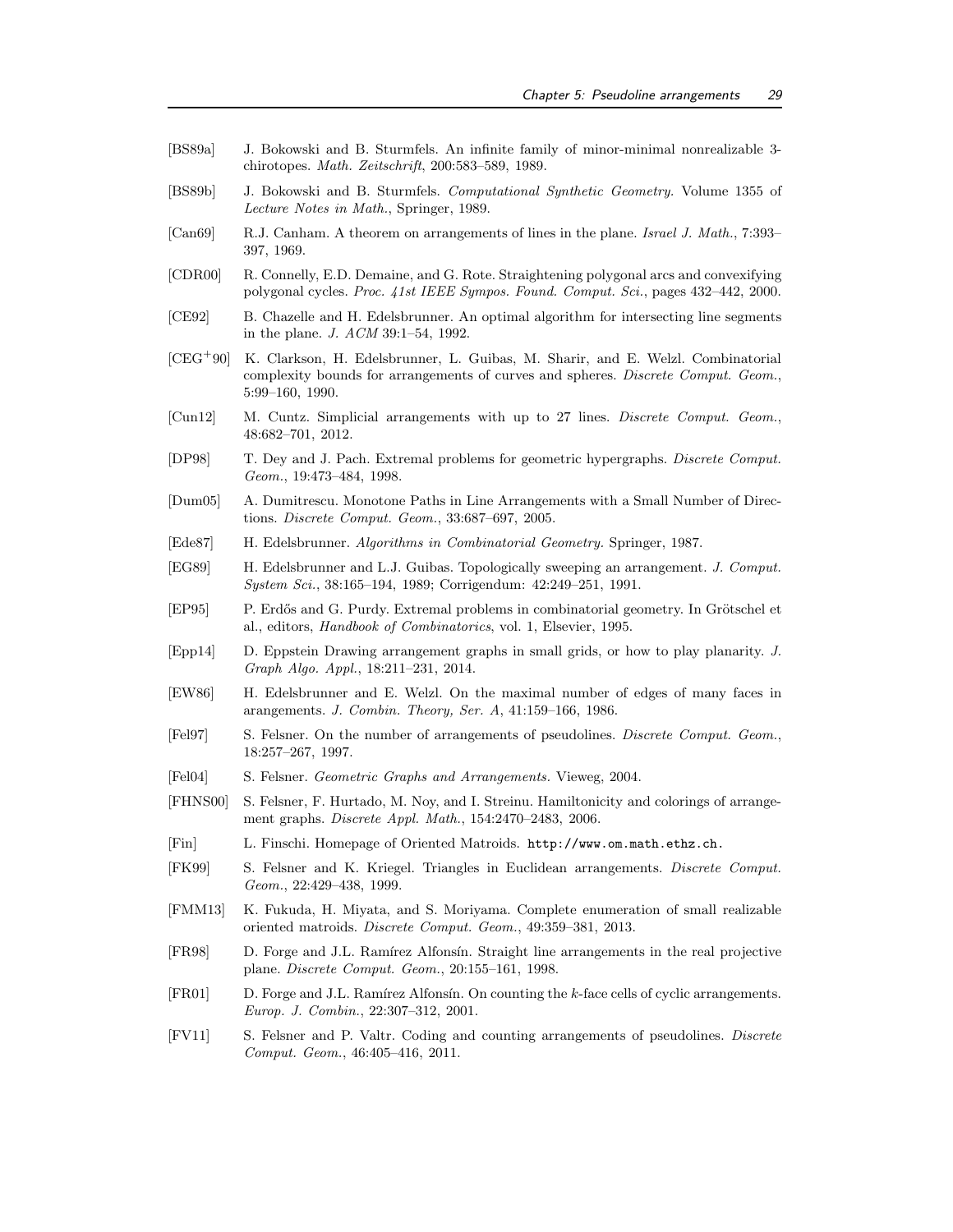[BS89a] J. Bokowski and B. Sturmfels. An infinite family of minor-minimal nonrealizable 3-chirotopes. *Math. Zeitschrift*, 200:583–589, 1989.

[BS89b] J. Bokowski and B. Sturmfels. *Computational Synthetic Geometry*. Volume 1355 of *Lecture Notes in Math.*, Springer, 1989.

[Can69] R.J. Canham. A theorem on arrangements of lines in the plane. *Israel J. Math.*, 7:393–397, 1969.

[CDR00] R. Connelly, E.D. Demaine, and G. Rote. Straightening polygonal arcs and convexifying polygonal cycles. *Proc. 41st IEEE Sympos. Found. Comput. Sci.*, pages 432–442, 2000.

[CE92] B. Chazelle and H. Edelsbrunner. An optimal algorithm for intersecting line segments in the plane. *J. ACM* 39:1–54, 1992.

[CEG+90] K. Clarkson, H. Edelsbrunner, L. Guibas, M. Sharir, and E. Welzl. Combinatorial complexity bounds for arrangements of curves and spheres. *Discrete Comput. Geom.*, 5:99–160, 1990.

[Cun12] M. Cuntz. Simplicial arrangements with up to 27 lines. *Discrete Comput. Geom.*, 48:682–701, 2012.

[DP98] T. Dey and J. Pach. Extremal problems for geometric hypergraphs. *Discrete Comput. Geom.*, 19:473–484, 1998.

[Dum05] A. Dumitrescu. Monotone Paths in Line Arrangements with a Small Number of Directions. *Discrete Comput. Geom.*, 33:687–697, 2005.

[Ede87] H. Edelsbrunner. *Algorithms in Combinatorial Geometry.* Springer, 1987.

[EG89] H. Edelsbrunner and L.J. Guibas. Topologically sweeping an arrangement. *J. Comput. System Sci.*, 38:165–194, 1989; Corrigendum: 42:249–251, 1991.

[EP95] P. Erdős and G. Purdy. Extremal problems in combinatorial geometry. In Grötschel et al., editors, *Handbook of Combinatorics*, vol. 1, Elsevier, 1995.

[Epp14] D. Eppstein Drawing arrangement graphs in small grids, or how to play planarity. *J. Graph Algo. Appl.*, 18:211–231, 2014.

[EW86] H. Edelsbrunner and E. Welzl. On the maximal number of edges of many faces in arangements. *J. Combin. Theory, Ser. A*, 41:159–166, 1986.

[Fel97] S. Felsner. On the number of arrangements of pseudolines. *Discrete Comput. Geom.*, 18:257–267, 1997.

[Fel04] S. Felsner. *Geometric Graphs and Arrangements.* Vieweg, 2004.

[FHNS00] S. Felsner, F. Hurtado, M. Noy, and I. Streinu. Hamiltonicity and colorings of arrangement graphs. *Discrete Appl. Math.*, 154:2470–2483, 2006.

[Fin] L. Finschi. Homepage of Oriented Matroids. `http://www.om.math.ethz.ch.`

[FK99] S. Felsner and K. Kriegel. Triangles in Euclidean arrangements. *Discrete Comput. Geom.*, 22:429–438, 1999.

[FMM13] K. Fukuda, H. Miyata, and S. Moriyama. Complete enumeration of small realizable oriented matroids. *Discrete Comput. Geom.*, 49:359–381, 2013.

[FR98] D. Forge and J.L. Ramírez Alfonsín. Straight line arrangements in the real projective plane. *Discrete Comput. Geom.*, 20:155–161, 1998.

[FR01] D. Forge and J.L. Ramírez Alfonsín. On counting the $k$-face cells of cyclic arrangements. *Europ. J. Combin.*, 22:307–312, 2001.

[FV11] S. Felsner and P. Valtr. Coding and counting arrangements of pseudolines. *Discrete Comput. Geom.*, 46:405–416, 2011.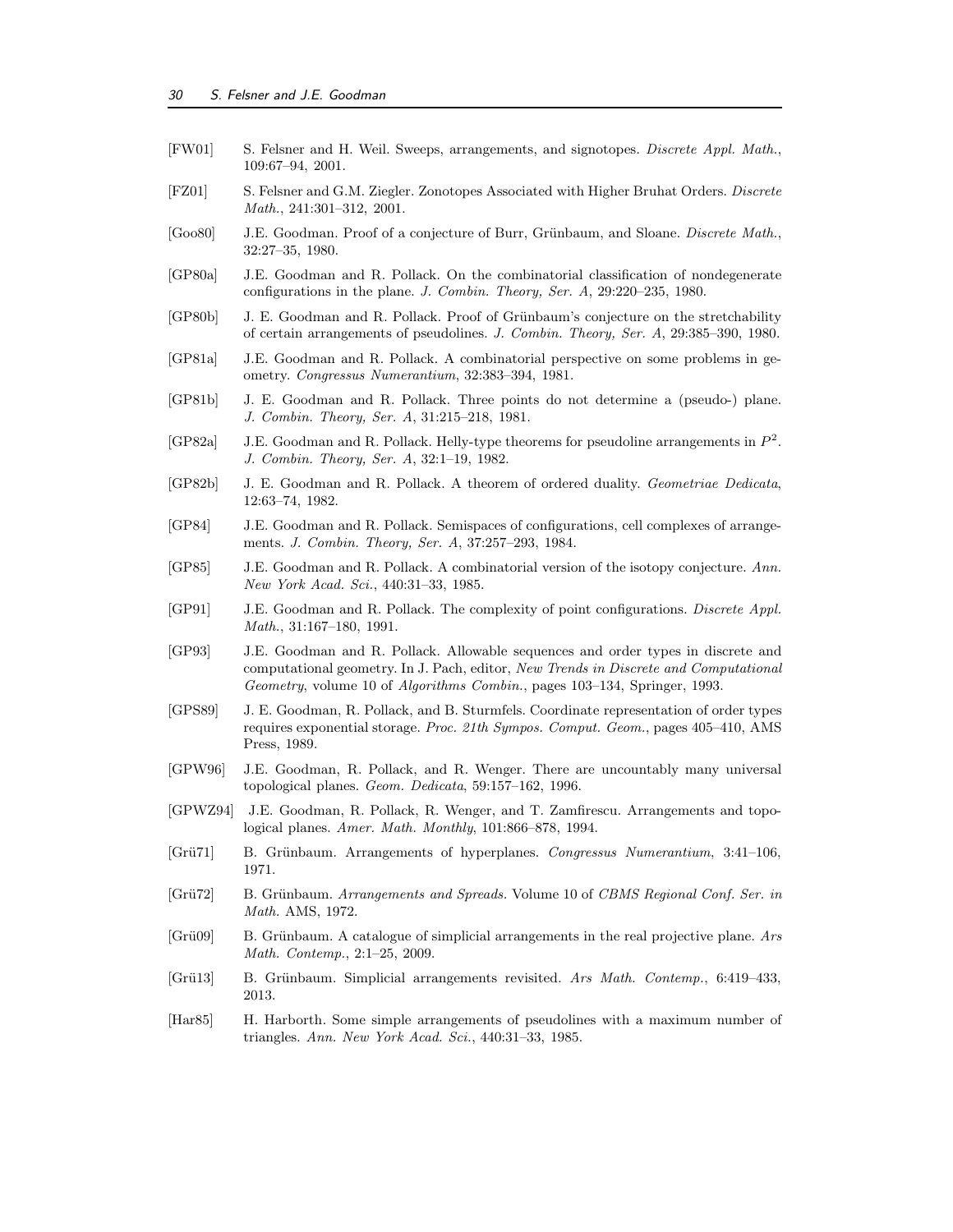[FW01] S. Felsner and H. Weil. Sweeps, arrangements, and signotopes. *Discrete Appl. Math.*, 109:67–94, 2001.

[FZ01] S. Felsner and G.M. Ziegler. Zonotopes Associated with Higher Bruhat Orders. *Discrete Math.*, 241:301–312, 2001.

[Goo80] J.E. Goodman. Proof of a conjecture of Burr, Grünbaum, and Sloane. *Discrete Math.*, 32:27–35, 1980.

[GP80a] J.E. Goodman and R. Pollack. On the combinatorial classification of nondegenerate configurations in the plane. *J. Combin. Theory, Ser. A*, 29:220–235, 1980.

[GP80b] J. E. Goodman and R. Pollack. Proof of Grünbaum's conjecture on the stretchability of certain arrangements of pseudolines. *J. Combin. Theory, Ser. A*, 29:385–390, 1980.

[GP81a] J.E. Goodman and R. Pollack. A combinatorial perspective on some problems in geometry. *Congressus Numerantium*, 32:383–394, 1981.

[GP81b] J. E. Goodman and R. Pollack. Three points do not determine a (pseudo-) plane. *J. Combin. Theory, Ser. A*, 31:215–218, 1981.

[GP82a] J.E. Goodman and R. Pollack. Helly-type theorems for pseudoline arrangements in $P^2$. *J. Combin. Theory, Ser. A*, 32:1–19, 1982.

[GP82b] J. E. Goodman and R. Pollack. A theorem of ordered duality. *Geometriae Dedicata*, 12:63–74, 1982.

[GP84] J.E. Goodman and R. Pollack. Semispaces of configurations, cell complexes of arrangements. *J. Combin. Theory, Ser. A*, 37:257–293, 1984.

[GP85] J.E. Goodman and R. Pollack. A combinatorial version of the isotopy conjecture. *Ann. New York Acad. Sci.*, 440:31–33, 1985.

[GP91] J.E. Goodman and R. Pollack. The complexity of point configurations. *Discrete Appl. Math.*, 31:167–180, 1991.

[GP93] J.E. Goodman and R. Pollack. Allowable sequences and order types in discrete and computational geometry. In J. Pach, editor, *New Trends in Discrete and Computational Geometry*, volume 10 of *Algorithms Combin.*, pages 103–134, Springer, 1993.

[GPS89] J. E. Goodman, R. Pollack, and B. Sturmfels. Coordinate representation of order types requires exponential storage. *Proc. 21th Sympos. Comput. Geom.*, pages 405–410, AMS Press, 1989.

[GPW96] J.E. Goodman, R. Pollack, and R. Wenger. There are uncountably many universal topological planes. *Geom. Dedicata*, 59:157–162, 1996.

[GPWZ94] J.E. Goodman, R. Pollack, R. Wenger, and T. Zamfirescu. Arrangements and topological planes. *Amer. Math. Monthly*, 101:866–878, 1994.

[Grü71] B. Grünbaum. Arrangements of hyperplanes. *Congressus Numerantium*, 3:41–106, 1971.

[Grü72] B. Grünbaum. *Arrangements and Spreads.* Volume 10 of *CBMS Regional Conf. Ser. in Math.* AMS, 1972.

[Grü09] B. Grünbaum. A catalogue of simplicial arrangements in the real projective plane. *Ars Math. Contemp.*, 2:1–25, 2009.

[Grü13] B. Grünbaum. Simplicial arrangements revisited. *Ars Math. Contemp.*, 6:419–433, 2013.

[Har85] H. Harborth. Some simple arrangements of pseudolines with a maximum number of triangles. *Ann. New York Acad. Sci.*, 440:31–33, 1985.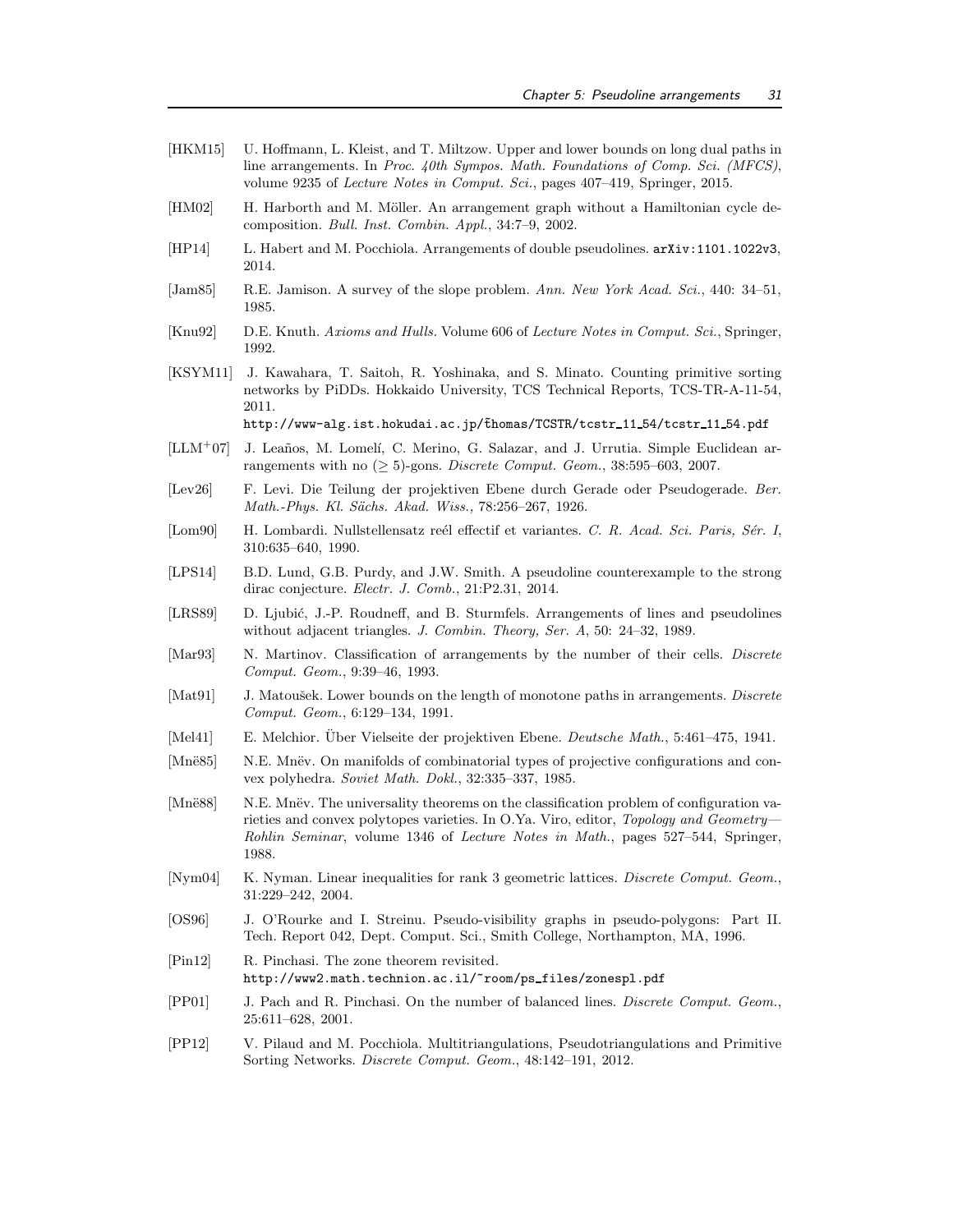[HKM15] U. Hoffmann, L. Kleist, and T. Miltzow. Upper and lower bounds on long dual paths in line arrangements. In *Proc. 40th Sympos. Math. Foundations of Comp. Sci. (MFCS)*, volume 9235 of *Lecture Notes in Comput. Sci.*, pages 407–419, Springer, 2015.

[HM02] H. Harborth and M. Möller. An arrangement graph without a Hamiltonian cycle decomposition. *Bull. Inst. Combin. Appl.*, 34:7–9, 2002.

[HP14] L. Habert and M. Pocchiola. Arrangements of double pseudolines. `arXiv:1101.1022v3`, 2014.

[Jam85] R.E. Jamison. A survey of the slope problem. *Ann. New York Acad. Sci.*, 440: 34–51, 1985.

[Knu92] D.E. Knuth. *Axioms and Hulls.* Volume 606 of *Lecture Notes in Comput. Sci.*, Springer, 1992.

[KSYM11] J. Kawahara, T. Saitoh, R. Yoshinaka, and S. Minato. Counting primitive sorting networks by PiDDs. Hokkaido University, TCS Technical Reports, TCS-TR-A-11-54, 2011.
`http://www-alg.ist.hokudai.ac.jp/˜thomas/TCSTR/tcstr_11_54/tcstr_11_54.pdf`

[LLM+07] J. Leaños, M. Lomelí, C. Merino, G. Salazar, and J. Urrutia. Simple Euclidean arrangements with no ($\geq 5$)-gons. *Discrete Comput. Geom.*, 38:595–603, 2007.

[Lev26] F. Levi. Die Teilung der projektiven Ebene durch Gerade oder Pseudogerade. *Ber. Math.-Phys. Kl. Sächs. Akad. Wiss.,* 78:256–267, 1926.

[Lom90] H. Lombardi. Nullstellensatz reél effectif et variantes. *C. R. Acad. Sci. Paris, Sér. I*, 310:635–640, 1990.

[LPS14] B.D. Lund, G.B. Purdy, and J.W. Smith. A pseudoline counterexample to the strong dirac conjecture. *Electr. J. Comb.*, 21:P2.31, 2014.

[LRS89] D. Ljubić, J.-P. Roudneff, and B. Sturmfels. Arrangements of lines and pseudolines without adjacent triangles. *J. Combin. Theory, Ser. A*, 50: 24–32, 1989.

[Mar93] N. Martinov. Classification of arrangements by the number of their cells. *Discrete Comput. Geom.*, 9:39–46, 1993.

[Mat91] J. Matoušek. Lower bounds on the length of monotone paths in arrangements. *Discrete Comput. Geom.*, 6:129–134, 1991.

[Mel41] E. Melchior. Über Vielseite der projektiven Ebene. *Deutsche Math.*, 5:461–475, 1941.

[Mnë85] N.E. Mnëv. On manifolds of combinatorial types of projective configurations and convex polyhedra. *Soviet Math. Dokl.*, 32:335–337, 1985.

[Mnë88] N.E. Mnëv. The universality theorems on the classification problem of configuration varieties and convex polytopes varieties. In O.Ya. Viro, editor, *Topology and Geometry—Rohlin Seminar*, volume 1346 of *Lecture Notes in Math.*, pages 527–544, Springer, 1988.

[Nym04] K. Nyman. Linear inequalities for rank 3 geometric lattices. *Discrete Comput. Geom.*, 31:229–242, 2004.

[OS96] J. O'Rourke and I. Streinu. Pseudo-visibility graphs in pseudo-polygons: Part II. Tech. Report 042, Dept. Comput. Sci., Smith College, Northampton, MA, 1996.

[Pin12] R. Pinchasi. The zone theorem revisited.
`http://www2.math.technion.ac.il/~room/ps_files/zonespl.pdf`

[PP01] J. Pach and R. Pinchasi. On the number of balanced lines. *Discrete Comput. Geom.*, 25:611–628, 2001.

[PP12] V. Pilaud and M. Pocchiola. Multitriangulations, Pseudotriangulations and Primitive Sorting Networks. *Discrete Comput. Geom.*, 48:142–191, 2012.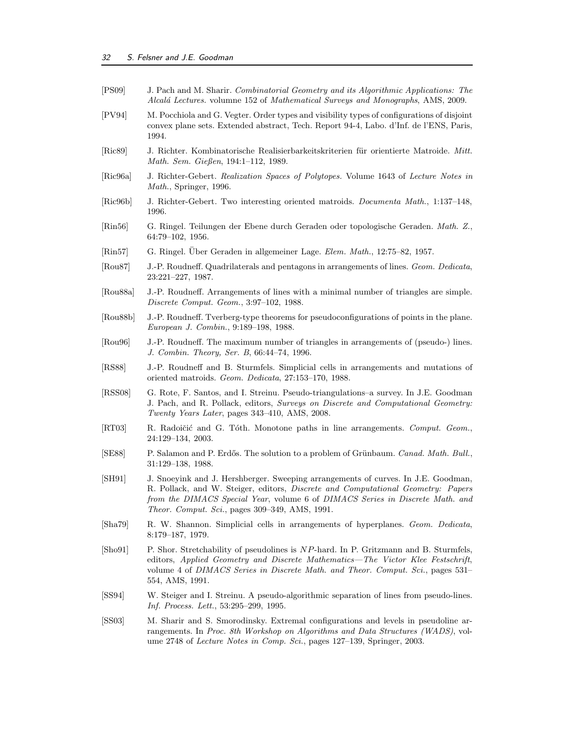[PS09] J. Pach and M. Sharir. *Combinatorial Geometry and its Algorithmic Applications: The Alcalá Lectures.* volumne 152 of *Mathematical Surveys and Monographs*, AMS, 2009.

[PV94] M. Pocchiola and G. Vegter. Order types and visibility types of configurations of disjoint convex plane sets. Extended abstract, Tech. Report 94-4, Labo. d'Inf. de l'ENS, Paris, 1994.

[Ric89] J. Richter. Kombinatorische Realisierbarkeitskriterien für orientierte Matroide. *Mitt. Math. Sem. Gießen*, 194:1–112, 1989.

[Ric96a] J. Richter-Gebert. *Realization Spaces of Polytopes.* Volume 1643 of *Lecture Notes in Math.*, Springer, 1996.

[Ric96b] J. Richter-Gebert. Two interesting oriented matroids. *Documenta Math.*, 1:137–148, 1996.

[Rin56] G. Ringel. Teilungen der Ebene durch Geraden oder topologische Geraden. *Math. Z.*, 64:79–102, 1956.

[Rin57] G. Ringel. Über Geraden in allgemeiner Lage. *Elem. Math.*, 12:75–82, 1957.

[Rou87] J.-P. Roudneff. Quadrilaterals and pentagons in arrangements of lines. *Geom. Dedicata*, 23:221–227, 1987.

[Rou88a] J.-P. Roudneff. Arrangements of lines with a minimal number of triangles are simple. *Discrete Comput. Geom.*, 3:97–102, 1988.

[Rou88b] J.-P. Roudneff. Tverberg-type theorems for pseudoconfigurations of points in the plane. *European J. Combin.*, 9:189–198, 1988.

[Rou96] J.-P. Roudneff. The maximum number of triangles in arrangements of (pseudo-) lines. *J. Combin. Theory, Ser. B*, 66:44–74, 1996.

[RS88] J.-P. Roudneff and B. Sturmfels. Simplicial cells in arrangements and mutations of oriented matroids. *Geom. Dedicata*, 27:153–170, 1988.

[RSS08] G. Rote, F. Santos, and I. Streinu. Pseudo-triangulations–a survey. In J.E. Goodman J. Pach, and R. Pollack, editors, *Surveys on Discrete and Computational Geometry: Twenty Years Later*, pages 343–410, AMS, 2008.

[RT03] R. Radoičić and G. Tóth. Monotone paths in line arrangements. *Comput. Geom.*, 24:129–134, 2003.

[SE88] P. Salamon and P. Erdős. The solution to a problem of Grünbaum. *Canad. Math. Bull.*, 31:129–138, 1988.

[SH91] J. Snoeyink and J. Hershberger. Sweeping arrangements of curves. In J.E. Goodman, R. Pollack, and W. Steiger, editors, *Discrete and Computational Geometry: Papers from the DIMACS Special Year*, volume 6 of *DIMACS Series in Discrete Math. and Theor. Comput. Sci.*, pages 309–349, AMS, 1991.

[Sha79] R. W. Shannon. Simplicial cells in arrangements of hyperplanes. *Geom. Dedicata*, 8:179–187, 1979.

[Sho91] P. Shor. Stretchability of pseudolines is $NP$-hard. In P. Gritzmann and B. Sturmfels, editors, *Applied Geometry and Discrete Mathematics—The Victor Klee Festschrift*, volume 4 of *DIMACS Series in Discrete Math. and Theor. Comput. Sci.*, pages 531–554, AMS, 1991.

[SS94] W. Steiger and I. Streinu. A pseudo-algorithmic separation of lines from pseudo-lines. *Inf. Process. Lett.*, 53:295–299, 1995.

[SS03] M. Sharir and S. Smorodinsky. Extremal configurations and levels in pseudoline arrangements. In *Proc. 8th Workshop on Algorithms and Data Structures (WADS)*, volume 2748 of *Lecture Notes in Comp. Sci.*, pages 127–139, Springer, 2003.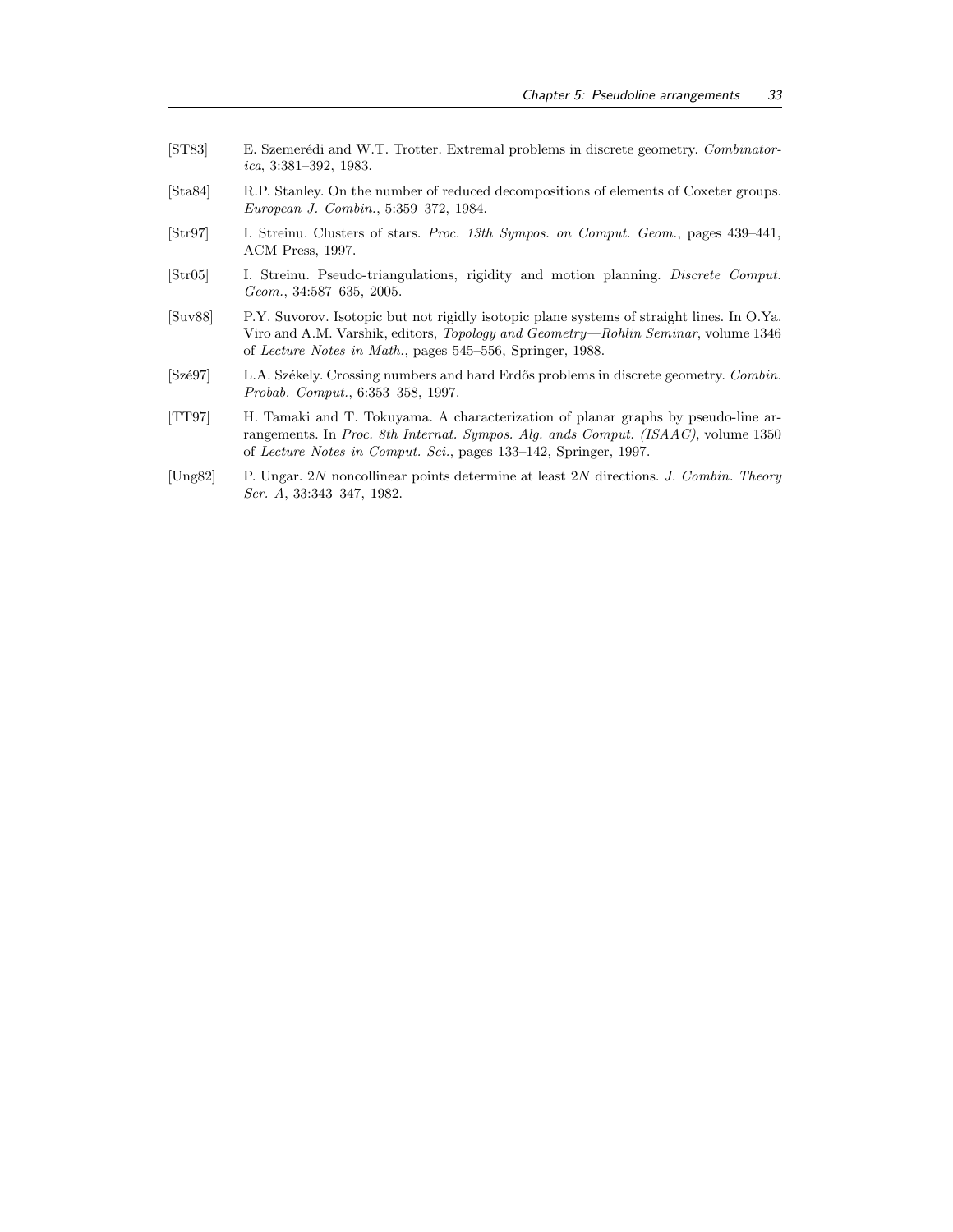[ST83] E. Szemerédi and W.T. Trotter. Extremal problems in discrete geometry. *Combinatorica*, 3:381–392, 1983.

[Sta84] R.P. Stanley. On the number of reduced decompositions of elements of Coxeter groups. *European J. Combin.*, 5:359–372, 1984.

[Str97] I. Streinu. Clusters of stars. *Proc. 13th Sympos. on Comput. Geom.*, pages 439–441, ACM Press, 1997.

[Str05] I. Streinu. Pseudo-triangulations, rigidity and motion planning. *Discrete Comput. Geom.*, 34:587–635, 2005.

[Suv88] P.Y. Suvorov. Isotopic but not rigidly isotopic plane systems of straight lines. In O.Ya. Viro and A.M. Varshik, editors, *Topology and Geometry—Rohlin Seminar*, volume 1346 of *Lecture Notes in Math.*, pages 545–556, Springer, 1988.

[Szé97] L.A. Székely. Crossing numbers and hard Erdős problems in discrete geometry. *Combin. Probab. Comput.*, 6:353–358, 1997.

[TT97] H. Tamaki and T. Tokuyama. A characterization of planar graphs by pseudo-line arrangements. In *Proc. 8th Internat. Sympos. Alg. ands Comput. (ISAAC)*, volume 1350 of *Lecture Notes in Comput. Sci.*, pages 133–142, Springer, 1997.

[Ung82] P. Ungar. $2N$ noncollinear points determine at least $2N$ directions. *J. Combin. Theory Ser. A*, 33:343–347, 1982.